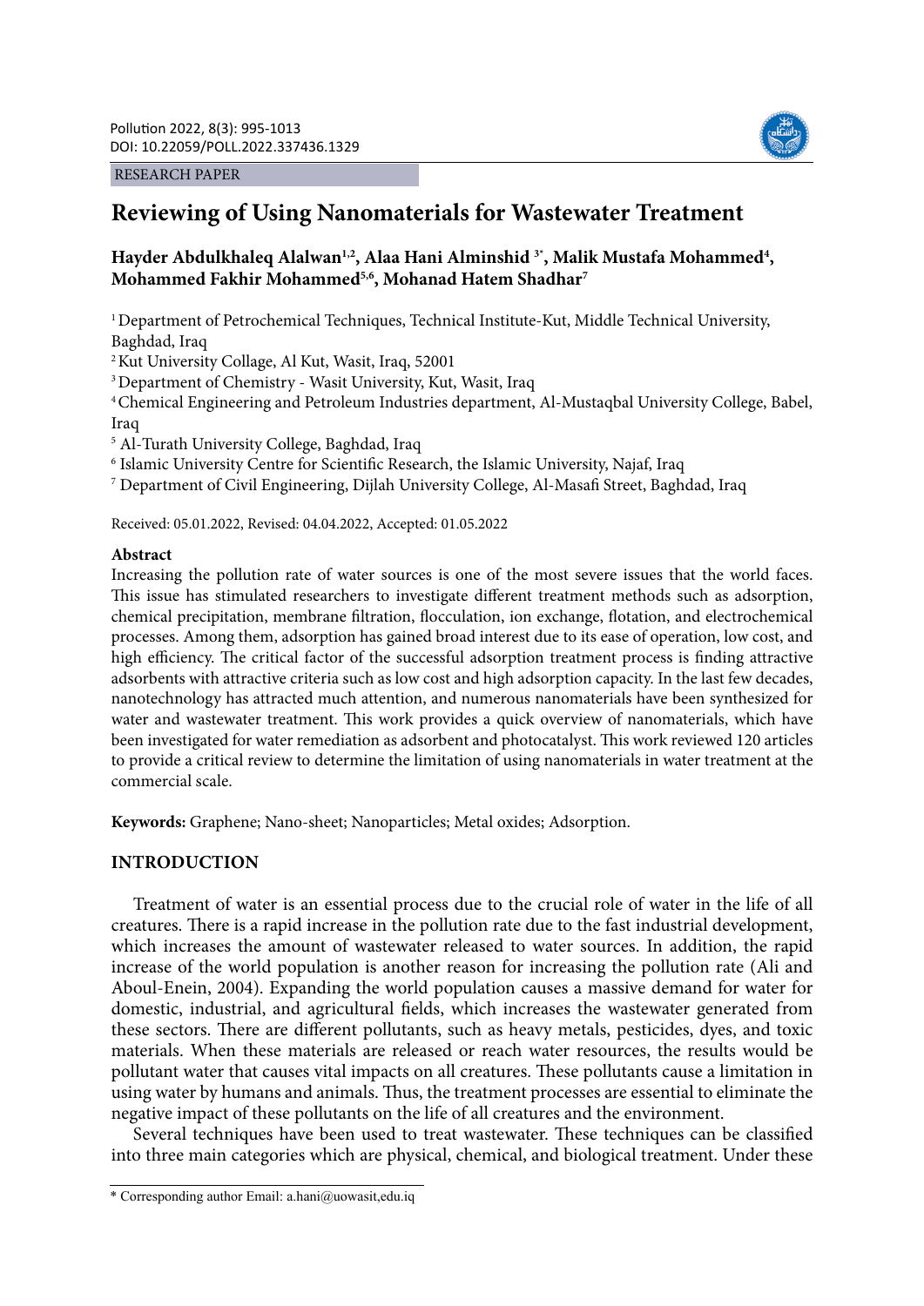RESEARCH PAPER

# Reviewing of Using Nanomaterials for Wastewater Treatment

**Hayder Abdulkhaleq Alalwan[1,2], Alaa Hani Alminshid [3*], Malik Mustafa Mohammed[4], Mohammed Fakhir Mohammed[5,6], Mohanad Hatem Shadhar[7]**

[1] Department of Petrochemical Techniques, Technical Institute-Kut, Middle Technical University, Baghdad, Iraq

[2] Kut University Collage, Al Kut, Wasit, Iraq, 52001

[3] Department of Chemistry - Wasit University, Kut, Wasit, Iraq

[4] Chemical Engineering and Petroleum Industries department, Al-Mustaqbal University College, Babel, Iraq

[5] Al-Turath University College, Baghdad, Iraq

[6] Islamic University Centre for Scientific Research, the Islamic University, Najaf, Iraq

[7] Department of Civil Engineering, Dijlah University College, Al-Masafi Street, Baghdad, Iraq

Received: 05.01.2022, Revised: 04.04.2022, Accepted: 01.05.2022

**Abstract**

Increasing the pollution rate of water sources is one of the most severe issues that the world faces. This issue has stimulated researchers to investigate different treatment methods such as adsorption, chemical precipitation, membrane filtration, flocculation, ion exchange, flotation, and electrochemical processes. Among them, adsorption has gained broad interest due to its ease of operation, low cost, and high efficiency. The critical factor of the successful adsorption treatment process is finding attractive adsorbents with attractive criteria such as low cost and high adsorption capacity. In the last few decades, nanotechnology has attracted much attention, and numerous nanomaterials have been synthesized for water and wastewater treatment. This work provides a quick overview of nanomaterials, which have been investigated for water remediation as adsorbent and photocatalyst. This work reviewed 120 articles to provide a critical review to determine the limitation of using nanomaterials in water treatment at the commercial scale.

**Keywords:** Graphene; Nano-sheet; Nanoparticles; Metal oxides; Adsorption.

## INTRODUCTION

Treatment of water is an essential process due to the crucial role of water in the life of all creatures. There is a rapid increase in the pollution rate due to the fast industrial development, which increases the amount of wastewater released to water sources. In addition, the rapid increase of the world population is another reason for increasing the pollution rate (Ali and Aboul-Enein, 2004). Expanding the world population causes a massive demand for water for domestic, industrial, and agricultural fields, which increases the wastewater generated from these sectors. There are different pollutants, such as heavy metals, pesticides, dyes, and toxic materials. When these materials are released or reach water resources, the results would be pollutant water that causes vital impacts on all creatures. These pollutants cause a limitation in using water by humans and animals. Thus, the treatment processes are essential to eliminate the negative impact of these pollutants on the life of all creatures and the environment.

Several techniques have been used to treat wastewater. These techniques can be classified into three main categories which are physical, chemical, and biological treatment. Under these

* Corresponding author Email: a.hani@uowasit,edu.iq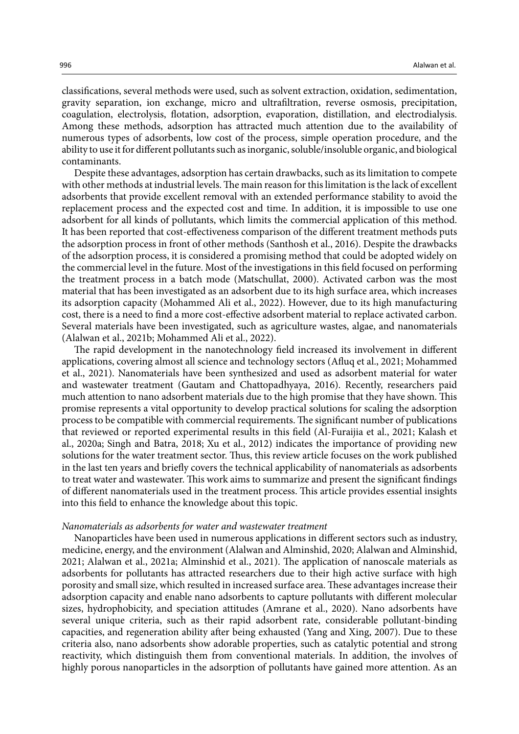classifications, several methods were used, such as solvent extraction, oxidation, sedimentation, gravity separation, ion exchange, micro and ultrafiltration, reverse osmosis, precipitation, coagulation, electrolysis, flotation, adsorption, evaporation, distillation, and electrodialysis. Among these methods, adsorption has attracted much attention due to the availability of numerous types of adsorbents, low cost of the process, simple operation procedure, and the ability to use it for different pollutants such as inorganic, soluble/insoluble organic, and biological contaminants.

Despite these advantages, adsorption has certain drawbacks, such as its limitation to compete with other methods at industrial levels. The main reason for this limitation is the lack of excellent adsorbents that provide excellent removal with an extended performance stability to avoid the replacement process and the expected cost and time. In addition, it is impossible to use one adsorbent for all kinds of pollutants, which limits the commercial application of this method. It has been reported that cost-effectiveness comparison of the different treatment methods puts the adsorption process in front of other methods (Santhosh et al., 2016). Despite the drawbacks of the adsorption process, it is considered a promising method that could be adopted widely on the commercial level in the future. Most of the investigations in this field focused on performing the treatment process in a batch mode (Matschullat, 2000). Activated carbon was the most material that has been investigated as an adsorbent due to its high surface area, which increases its adsorption capacity (Mohammed Ali et al., 2022). However, due to its high manufacturing cost, there is a need to find a more cost-effective adsorbent material to replace activated carbon. Several materials have been investigated, such as agriculture wastes, algae, and nanomaterials (Alalwan et al., 2021b; Mohammed Ali et al., 2022).

The rapid development in the nanotechnology field increased its involvement in different applications, covering almost all science and technology sectors (Afluq et al., 2021; Mohammed et al., 2021). Nanomaterials have been synthesized and used as adsorbent material for water and wastewater treatment (Gautam and Chattopadhyaya, 2016). Recently, researchers paid much attention to nano adsorbent materials due to the high promise that they have shown. This promise represents a vital opportunity to develop practical solutions for scaling the adsorption process to be compatible with commercial requirements. The significant number of publications that reviewed or reported experimental results in this field (Al-Furaijia et al., 2021; Kalash et al., 2020a; Singh and Batra, 2018; Xu et al., 2012) indicates the importance of providing new solutions for the water treatment sector. Thus, this review article focuses on the work published in the last ten years and briefly covers the technical applicability of nanomaterials as adsorbents to treat water and wastewater. This work aims to summarize and present the significant findings of different nanomaterials used in the treatment process. This article provides essential insights into this field to enhance the knowledge about this topic.

*Nanomaterials as adsorbents for water and wastewater treatment*

Nanoparticles have been used in numerous applications in different sectors such as industry, medicine, energy, and the environment (Alalwan and Alminshid, 2020; Alalwan and Alminshid, 2021; Alalwan et al., 2021a; Alminshid et al., 2021). The application of nanoscale materials as adsorbents for pollutants has attracted researchers due to their high active surface with high porosity and small size, which resulted in increased surface area. These advantages increase their adsorption capacity and enable nano adsorbents to capture pollutants with different molecular sizes, hydrophobicity, and speciation attitudes (Amrane et al., 2020). Nano adsorbents have several unique criteria, such as their rapid adsorbent rate, considerable pollutant-binding capacities, and regeneration ability after being exhausted (Yang and Xing, 2007). Due to these criteria also, nano adsorbents show adorable properties, such as catalytic potential and strong reactivity, which distinguish them from conventional materials. In addition, the involves of highly porous nanoparticles in the adsorption of pollutants have gained more attention. As an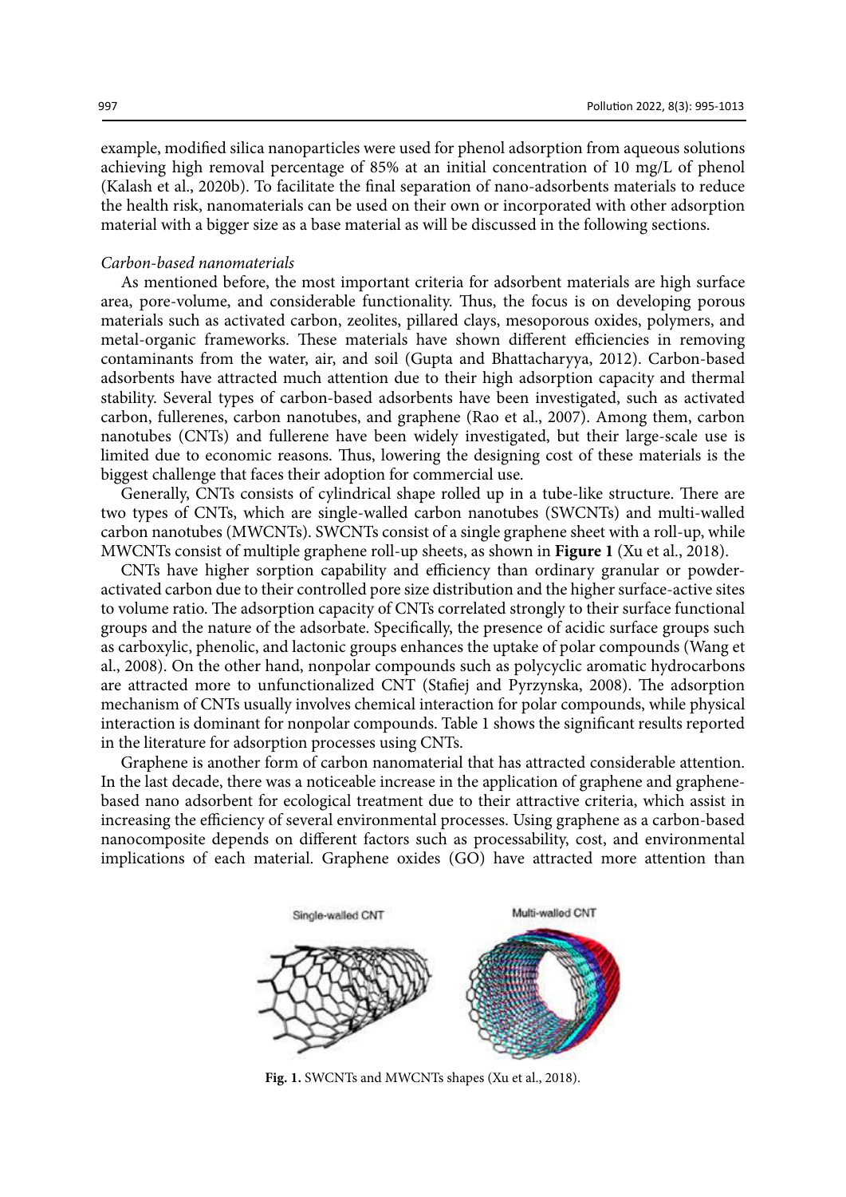example, modified silica nanoparticles were used for phenol adsorption from aqueous solutions achieving high removal percentage of 85% at an initial concentration of 10 mg/L of phenol (Kalash et al., 2020b). To facilitate the final separation of nano-adsorbents materials to reduce the health risk, nanomaterials can be used on their own or incorporated with other adsorption material with a bigger size as a base material as will be discussed in the following sections.

*Carbon-based nanomaterials*

As mentioned before, the most important criteria for adsorbent materials are high surface area, pore-volume, and considerable functionality. Thus, the focus is on developing porous materials such as activated carbon, zeolites, pillared clays, mesoporous oxides, polymers, and metal-organic frameworks. These materials have shown different efficiencies in removing contaminants from the water, air, and soil (Gupta and Bhattacharyya, 2012). Carbon-based adsorbents have attracted much attention due to their high adsorption capacity and thermal stability. Several types of carbon-based adsorbents have been investigated, such as activated carbon, fullerenes, carbon nanotubes, and graphene (Rao et al., 2007). Among them, carbon nanotubes (CNTs) and fullerene have been widely investigated, but their large-scale use is limited due to economic reasons. Thus, lowering the designing cost of these materials is the biggest challenge that faces their adoption for commercial use.

Generally, CNTs consists of cylindrical shape rolled up in a tube-like structure. There are two types of CNTs, which are single-walled carbon nanotubes (SWCNTs) and multi-walled carbon nanotubes (MWCNTs). SWCNTs consist of a single graphene sheet with a roll-up, while MWCNTs consist of multiple graphene roll-up sheets, as shown in **Figure 1** (Xu et al., 2018).

CNTs have higher sorption capability and efficiency than ordinary granular or powder-activated carbon due to their controlled pore size distribution and the higher surface-active sites to volume ratio. The adsorption capacity of CNTs correlated strongly to their surface functional groups and the nature of the adsorbate. Specifically, the presence of acidic surface groups such as carboxylic, phenolic, and lactonic groups enhances the uptake of polar compounds (Wang et al., 2008). On the other hand, nonpolar compounds such as polycyclic aromatic hydrocarbons are attracted more to unfunctionalized CNT (Stafiej and Pyrzynska, 2008). The adsorption mechanism of CNTs usually involves chemical interaction for polar compounds, while physical interaction is dominant for nonpolar compounds. Table 1 shows the significant results reported in the literature for adsorption processes using CNTs.

Graphene is another form of carbon nanomaterial that has attracted considerable attention. In the last decade, there was a noticeable increase in the application of graphene and graphene-based nano adsorbent for ecological treatment due to their attractive criteria, which assist in increasing the efficiency of several environmental processes. Using graphene as a carbon-based nanocomposite depends on different factors such as processability, cost, and environmental implications of each material. Graphene oxides (GO) have attracted more attention than

**Fig. 1.** SWCNTs and MWCNTs shapes (Xu et al., 2018).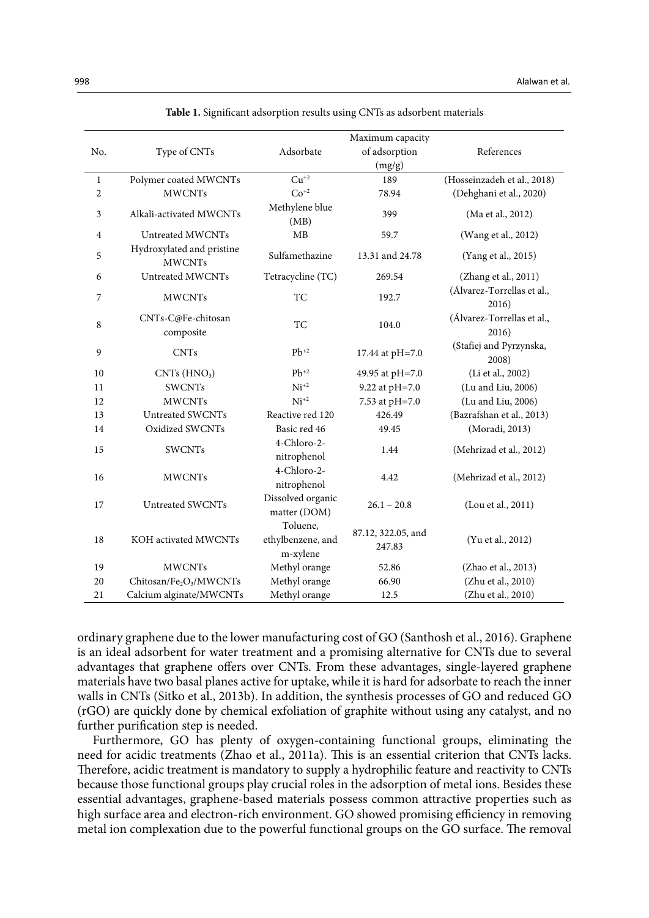**Table 1.** Significant adsorption results using CNTs as adsorbent materials

| No. | Type of CNTs | Adsorbate | Maximum capacity of adsorption (mg/g) | References |
|---|---|---|---|---|
| 1 | Polymer coated MWCNTs | $Cu^{+2}$ | 189 | (Hosseinzadeh et al., 2018) |
| 2 | MWCNTs | $Co^{+2}$ | 78.94 | (Dehghani et al., 2020) |
| 3 | Alkali-activated MWCNTs | Methylene blue (MB) | 399 | (Ma et al., 2012) |
| 4 | Untreated MWCNTs | MB | 59.7 | (Wang et al., 2012) |
| 5 | Hydroxylated and pristine MWCNTs | Sulfamethazine | 13.31 and 24.78 | (Yang et al., 2015) |
| 6 | Untreated MWCNTs | Tetracycline (TC) | 269.54 | (Zhang et al., 2011) |
| 7 | MWCNTs | TC | 192.7 | (Álvarez-Torrellas et al., 2016) |
| 8 | CNTs-C@Fe-chitosan composite | TC | 104.0 | (Álvarez-Torrellas et al., 2016) |
| 9 | CNTs | $Pb^{+2}$ | 17.44 at pH=7.0 | (Stafiej and Pyrzynska, 2008) |
| 10 | CNTs ($HNO_3$) | $Pb^{+2}$ | 49.95 at pH=7.0 | (Li et al., 2002) |
| 11 | SWCNTs | $Ni^{+2}$ | 9.22 at pH=7.0 | (Lu and Liu, 2006) |
| 12 | MWCNTs | $Ni^{+2}$ | 7.53 at pH=7.0 | (Lu and Liu, 2006) |
| 13 | Untreated SWCNTs | Reactive red 120 | 426.49 | (Bazrafshan et al., 2013) |
| 14 | Oxidized SWCNTs | Basic red 46 | 49.45 | (Moradi, 2013) |
| 15 | SWCNTs | 4-Chloro-2-nitrophenol | 1.44 | (Mehrizad et al., 2012) |
| 16 | MWCNTs | 4-Chloro-2-nitrophenol | 4.42 | (Mehrizad et al., 2012) |
| 17 | Untreated SWCNTs | Dissolved organic matter (DOM) | 26.1 – 20.8 | (Lou et al., 2011) |
| 18 | KOH activated MWCNTs | Toluene, ethylbenzene, and m-xylene | 87.12, 322.05, and 247.83 | (Yu et al., 2012) |
| 19 | MWCNTs | Methyl orange | 52.86 | (Zhao et al., 2013) |
| 20 | Chitosan/$Fe_2O_3$/MWCNTs | Methyl orange | 66.90 | (Zhu et al., 2010) |
| 21 | Calcium alginate/MWCNTs | Methyl orange | 12.5 | (Zhu et al., 2010) |

ordinary graphene due to the lower manufacturing cost of GO (Santhosh et al., 2016). Graphene is an ideal adsorbent for water treatment and a promising alternative for CNTs due to several advantages that graphene offers over CNTs. From these advantages, single-layered graphene materials have two basal planes active for uptake, while it is hard for adsorbate to reach the inner walls in CNTs (Sitko et al., 2013b). In addition, the synthesis processes of GO and reduced GO (rGO) are quickly done by chemical exfoliation of graphite without using any catalyst, and no further purification step is needed.

Furthermore, GO has plenty of oxygen-containing functional groups, eliminating the need for acidic treatments (Zhao et al., 2011a). This is an essential criterion that CNTs lacks. Therefore, acidic treatment is mandatory to supply a hydrophilic feature and reactivity to CNTs because those functional groups play crucial roles in the adsorption of metal ions. Besides these essential advantages, graphene-based materials possess common attractive properties such as high surface area and electron-rich environment. GO showed promising efficiency in removing metal ion complexation due to the powerful functional groups on the GO surface. The removal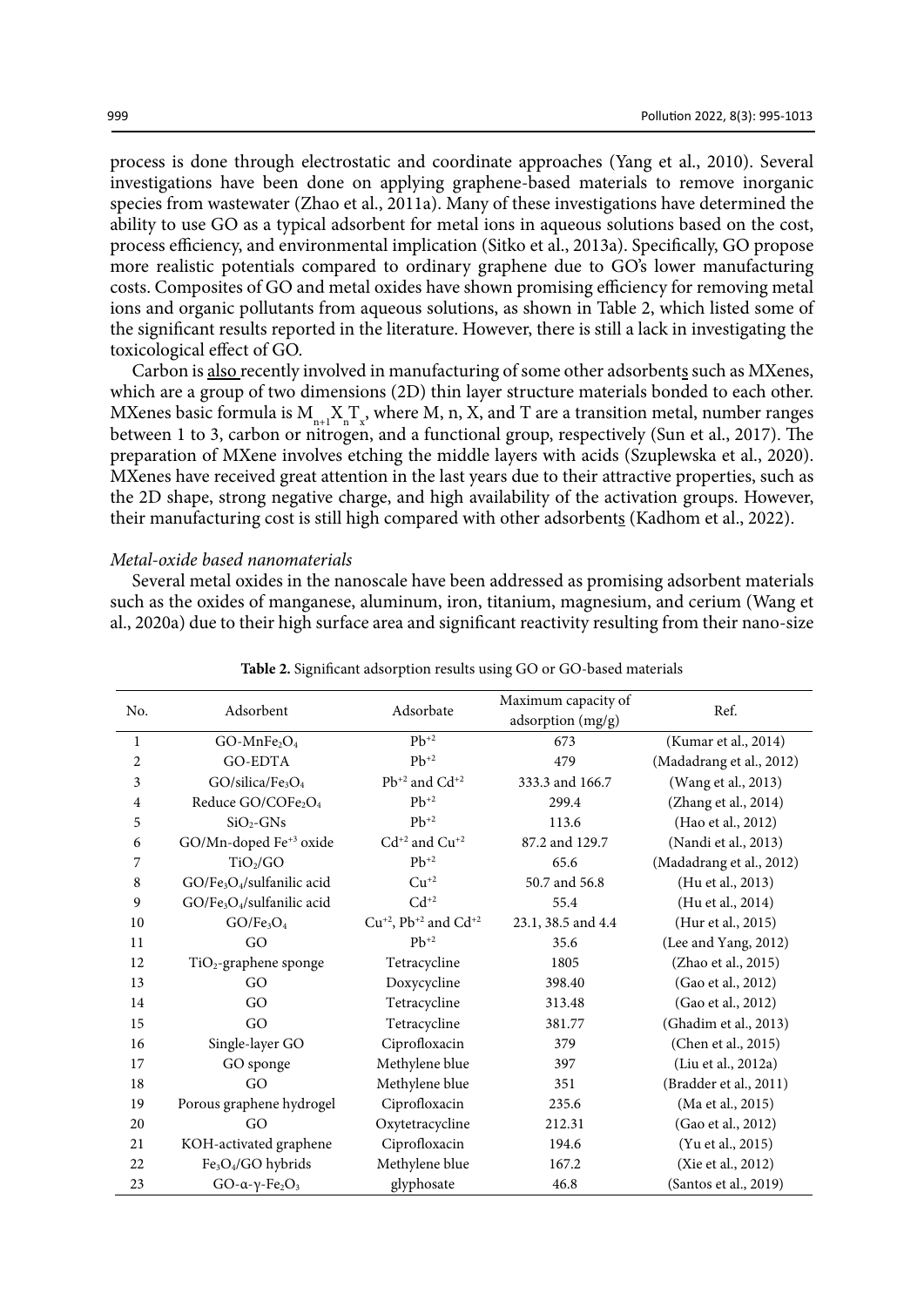process is done through electrostatic and coordinate approaches (Yang et al., 2010). Several investigations have been done on applying graphene-based materials to remove inorganic species from wastewater (Zhao et al., 2011a). Many of these investigations have determined the ability to use GO as a typical adsorbent for metal ions in aqueous solutions based on the cost, process efficiency, and environmental implication (Sitko et al., 2013a). Specifically, GO propose more realistic potentials compared to ordinary graphene due to GO's lower manufacturing costs. Composites of GO and metal oxides have shown promising efficiency for removing metal ions and organic pollutants from aqueous solutions, as shown in Table 2, which listed some of the significant results reported in the literature. However, there is still a lack in investigating the toxicological effect of GO.

Carbon is also recently involved in manufacturing of some other adsorbents such as MXenes, which are a group of two dimensions (2D) thin layer structure materials bonded to each other. MXenes basic formula is $M_{n+1}X_nT_x$, where M, n, X, and T are a transition metal, number ranges between 1 to 3, carbon or nitrogen, and a functional group, respectively (Sun et al., 2017). The preparation of MXene involves etching the middle layers with acids (Szuplewska et al., 2020). MXenes have received great attention in the last years due to their attractive properties, such as the 2D shape, strong negative charge, and high availability of the activation groups. However, their manufacturing cost is still high compared with other adsorbents (Kadhom et al., 2022).

*Metal-oxide based nanomaterials*

Several metal oxides in the nanoscale have been addressed as promising adsorbent materials such as the oxides of manganese, aluminum, iron, titanium, magnesium, and cerium (Wang et al., 2020a) due to their high surface area and significant reactivity resulting from their nano-size

**Table 2.** Significant adsorption results using GO or GO-based materials

| No. | Adsorbent | Adsorbate | Maximum capacity of adsorption (mg/g) | Ref. |
|---|---|---|---|---|
| 1 | GO-$MnFe_2O_4$ | $Pb^{+2}$ | 673 | (Kumar et al., 2014) |
| 2 | GO-EDTA | $Pb^{+2}$ | 479 | (Madadrang et al., 2012) |
| 3 | GO/silica/$Fe_3O_4$ | $Pb^{+2}$ and $Cd^{+2}$ | 333.3 and 166.7 | (Wang et al., 2013) |
| 4 | Reduce GO/$COFe_2O_4$ | $Pb^{+2}$ | 299.4 | (Zhang et al., 2014) |
| 5 | $SiO_2$-GNs | $Pb^{+2}$ | 113.6 | (Hao et al., 2012) |
| 6 | GO/Mn-doped $Fe^{+3}$ oxide | $Cd^{+2}$ and $Cu^{+2}$ | 87.2 and 129.7 | (Nandi et al., 2013) |
| 7 | $TiO_2$/GO | $Pb^{+2}$ | 65.6 | (Madadrang et al., 2012) |
| 8 | GO/$Fe_3O_4$/sulfanilic acid | $Cu^{+2}$ | 50.7 and 56.8 | (Hu et al., 2013) |
| 9 | GO/$Fe_3O_4$/sulfanilic acid | $Cd^{+2}$ | 55.4 | (Hu et al., 2014) |
| 10 | GO/$Fe_3O_4$ | $Cu^{+2}$, $Pb^{+2}$ and $Cd^{+2}$ | 23.1, 38.5 and 4.4 | (Hur et al., 2015) |
| 11 | GO | $Pb^{+2}$ | 35.6 | (Lee and Yang, 2012) |
| 12 | $TiO_2$-graphene sponge | Tetracycline | 1805 | (Zhao et al., 2015) |
| 13 | GO | Doxycycline | 398.40 | (Gao et al., 2012) |
| 14 | GO | Tetracycline | 313.48 | (Gao et al., 2012) |
| 15 | GO | Tetracycline | 381.77 | (Ghadim et al., 2013) |
| 16 | Single-layer GO | Ciprofloxacin | 379 | (Chen et al., 2015) |
| 17 | GO sponge | Methylene blue | 397 | (Liu et al., 2012a) |
| 18 | GO | Methylene blue | 351 | (Bradder et al., 2011) |
| 19 | Porous graphene hydrogel | Ciprofloxacin | 235.6 | (Ma et al., 2015) |
| 20 | GO | Oxytetracycline | 212.31 | (Gao et al., 2012) |
| 21 | KOH-activated graphene | Ciprofloxacin | 194.6 | (Yu et al., 2015) |
| 22 | $Fe_3O_4$/GO hybrids | Methylene blue | 167.2 | (Xie et al., 2012) |
| 23 | GO-α-γ-$Fe_2O_3$ | glyphosate | 46.8 | (Santos et al., 2019) |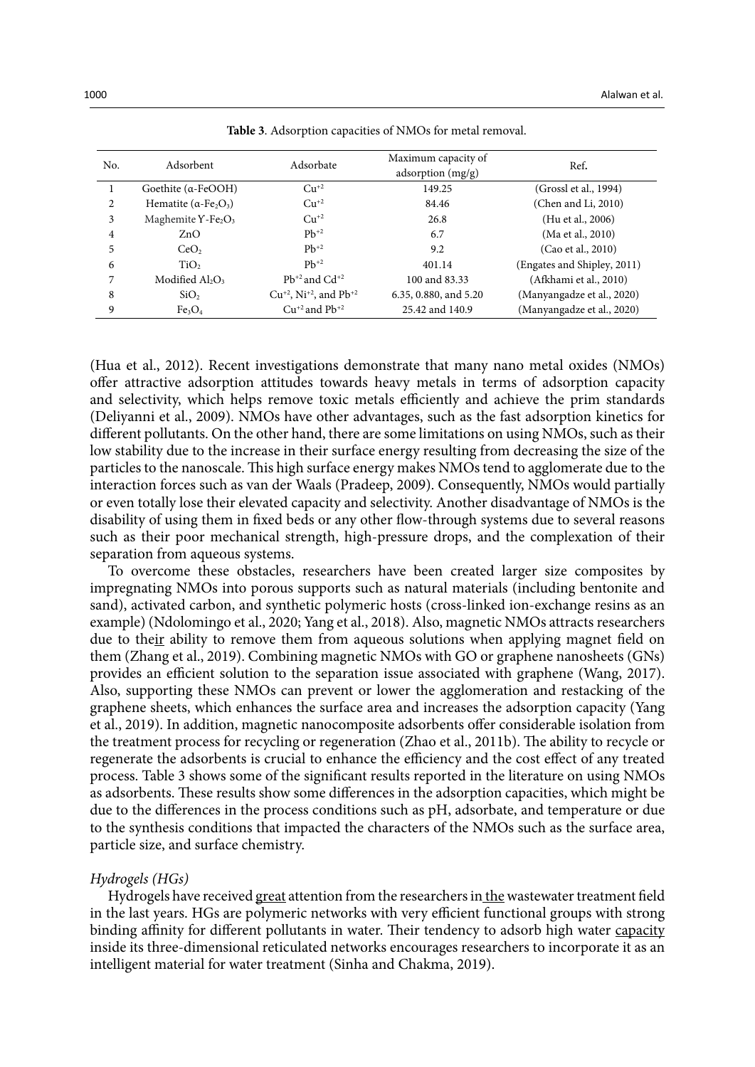**Table 3**. Adsorption capacities of NMOs for metal removal.

| No. | Adsorbent | Adsorbate | Maximum capacity of adsorption (mg/g) | Ref. |
|---|---|---|---|---|
| 1 | Goethite (α-FeOOH) | $Cu^{+2}$ | 149.25 | (Grossl et al., 1994) |
| 2 | Hematite (α-$Fe_2O_3$) | $Cu^{+2}$ | 84.46 | (Chen and Li, 2010) |
| 3 | Maghemite ϒ-$Fe_2O_3$ | $Cu^{+2}$ | 26.8 | (Hu et al., 2006) |
| 4 | ZnO | $Pb^{+2}$ | 6.7 | (Ma et al., 2010) |
| 5 | $CeO_2$ | $Pb^{+2}$ | 9.2 | (Cao et al., 2010) |
| 6 | $TiO_2$ | $Pb^{+2}$ | 401.14 | (Engates and Shipley, 2011) |
| 7 | Modified $Al_2O_3$ | $Pb^{+2}$ and $Cd^{+2}$ | 100 and 83.33 | (Afkhami et al., 2010) |
| 8 | $SiO_2$ | $Cu^{+2}$, $Ni^{+2}$, and $Pb^{+2}$ | 6.35, 0.880, and 5.20 | (Manyangadze et al., 2020) |
| 9 | $Fe_3O_4$ | $Cu^{+2}$ and $Pb^{+2}$ | 25.42 and 140.9 | (Manyangadze et al., 2020) |

(Hua et al., 2012). Recent investigations demonstrate that many nano metal oxides (NMOs) offer attractive adsorption attitudes towards heavy metals in terms of adsorption capacity and selectivity, which helps remove toxic metals efficiently and achieve the prim standards (Deliyanni et al., 2009). NMOs have other advantages, such as the fast adsorption kinetics for different pollutants. On the other hand, there are some limitations on using NMOs, such as their low stability due to the increase in their surface energy resulting from decreasing the size of the particles to the nanoscale. This high surface energy makes NMOs tend to agglomerate due to the interaction forces such as van der Waals (Pradeep, 2009). Consequently, NMOs would partially or even totally lose their elevated capacity and selectivity. Another disadvantage of NMOs is the disability of using them in fixed beds or any other flow-through systems due to several reasons such as their poor mechanical strength, high-pressure drops, and the complexation of their separation from aqueous systems.

To overcome these obstacles, researchers have been created larger size composites by impregnating NMOs into porous supports such as natural materials (including bentonite and sand), activated carbon, and synthetic polymeric hosts (cross-linked ion-exchange resins as an example) (Ndolomingo et al., 2020; Yang et al., 2018). Also, magnetic NMOs attracts researchers due to their ability to remove them from aqueous solutions when applying magnet field on them (Zhang et al., 2019). Combining magnetic NMOs with GO or graphene nanosheets (GNs) provides an efficient solution to the separation issue associated with graphene (Wang, 2017). Also, supporting these NMOs can prevent or lower the agglomeration and restacking of the graphene sheets, which enhances the surface area and increases the adsorption capacity (Yang et al., 2019). In addition, magnetic nanocomposite adsorbents offer considerable isolation from the treatment process for recycling or regeneration (Zhao et al., 2011b). The ability to recycle or regenerate the adsorbents is crucial to enhance the efficiency and the cost effect of any treated process. Table 3 shows some of the significant results reported in the literature on using NMOs as adsorbents. These results show some differences in the adsorption capacities, which might be due to the differences in the process conditions such as pH, adsorbate, and temperature or due to the synthesis conditions that impacted the characters of the NMOs such as the surface area, particle size, and surface chemistry.

*Hydrogels (HGs)*

Hydrogels have received great attention from the researchers in the wastewater treatment field in the last years. HGs are polymeric networks with very efficient functional groups with strong binding affinity for different pollutants in water. Their tendency to adsorb high water capacity inside its three-dimensional reticulated networks encourages researchers to incorporate it as an intelligent material for water treatment (Sinha and Chakma, 2019).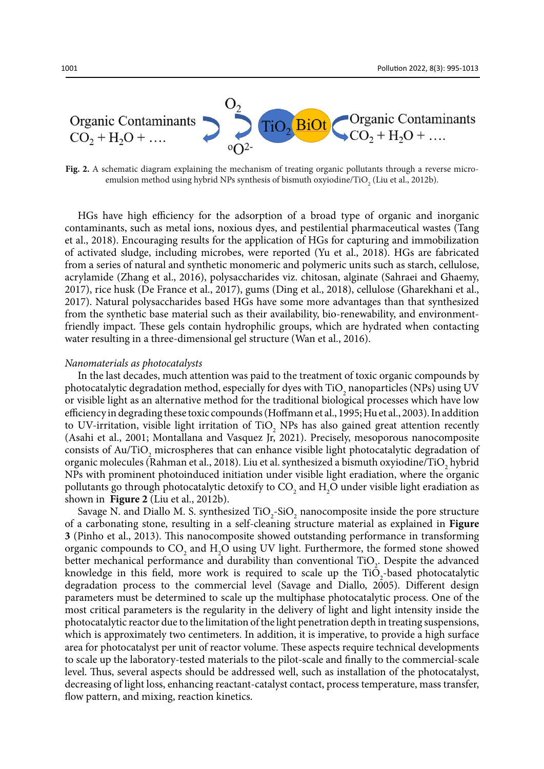Organic Contaminants $CO_2 + H_2O + \ldots$ $O_2$ $^{o}O^{2-}$ $TiO_2$ BiOt Organic Contaminants $CO_2 + H_2O + \ldots$

**Fig. 2.** A schematic diagram explaining the mechanism of treating organic pollutants through a reverse micro-emulsion method using hybrid NPs synthesis of bismuth oxyiodine/$TiO_2$ (Liu et al., 2012b).

HGs have high efficiency for the adsorption of a broad type of organic and inorganic contaminants, such as metal ions, noxious dyes, and pestilential pharmaceutical wastes (Tang et al., 2018). Encouraging results for the application of HGs for capturing and immobilization of activated sludge, including microbes, were reported (Yu et al., 2018). HGs are fabricated from a series of natural and synthetic monomeric and polymeric units such as starch, cellulose, acrylamide (Zhang et al., 2016), polysaccharides viz. chitosan, alginate (Sahraei and Ghaemy, 2017), rice husk (De France et al., 2017), gums (Ding et al., 2018), cellulose (Gharekhani et al., 2017). Natural polysaccharides based HGs have some more advantages than that synthesized from the synthetic base material such as their availability, bio-renewability, and environment-friendly impact. These gels contain hydrophilic groups, which are hydrated when contacting water resulting in a three-dimensional gel structure (Wan et al., 2016).

*Nanomaterials as photocatalysts*

In the last decades, much attention was paid to the treatment of toxic organic compounds by photocatalytic degradation method, especially for dyes with $TiO_2$ nanoparticles (NPs) using UV or visible light as an alternative method for the traditional biological processes which have low efficiency in degrading these toxic compounds (Hoffmann et al., 1995; Hu et al., 2003). In addition to UV-irritation, visible light irritation of $TiO_2$ NPs has also gained great attention recently (Asahi et al., 2001; Montallana and Vasquez Jr, 2021). Precisely, mesoporous nanocomposite consists of Au/$TiO_2$ microspheres that can enhance visible light photocatalytic degradation of organic molecules (Rahman et al., 2018). Liu et al. synthesized a bismuth oxyiodine/$TiO_2$ hybrid NPs with prominent photoinduced initiation under visible light eradiation, where the organic pollutants go through photocatalytic detoxify to $CO_2$ and $H_2O$ under visible light eradiation as shown in **Figure 2** (Liu et al., 2012b).

Savage N. and Diallo M. S. synthesized $TiO_2$-$SiO_2$ nanocomposite inside the pore structure of a carbonating stone, resulting in a self-cleaning structure material as explained in **Figure 3** (Pinho et al., 2013). This nanocomposite showed outstanding performance in transforming organic compounds to $CO_2$ and $H_2O$ using UV light. Furthermore, the formed stone showed better mechanical performance and durability than conventional $TiO_2$. Despite the advanced knowledge in this field, more work is required to scale up the $TiO_2$-based photocatalytic degradation process to the commercial level (Savage and Diallo, 2005). Different design parameters must be determined to scale up the multiphase photocatalytic process. One of the most critical parameters is the regularity in the delivery of light and light intensity inside the photocatalytic reactor due to the limitation of the light penetration depth in treating suspensions, which is approximately two centimeters. In addition, it is imperative, to provide a high surface area for photocatalyst per unit of reactor volume. These aspects require technical developments to scale up the laboratory-tested materials to the pilot-scale and finally to the commercial-scale level. Thus, several aspects should be addressed well, such as installation of the photocatalyst, decreasing of light loss, enhancing reactant-catalyst contact, process temperature, mass transfer, flow pattern, and mixing, reaction kinetics.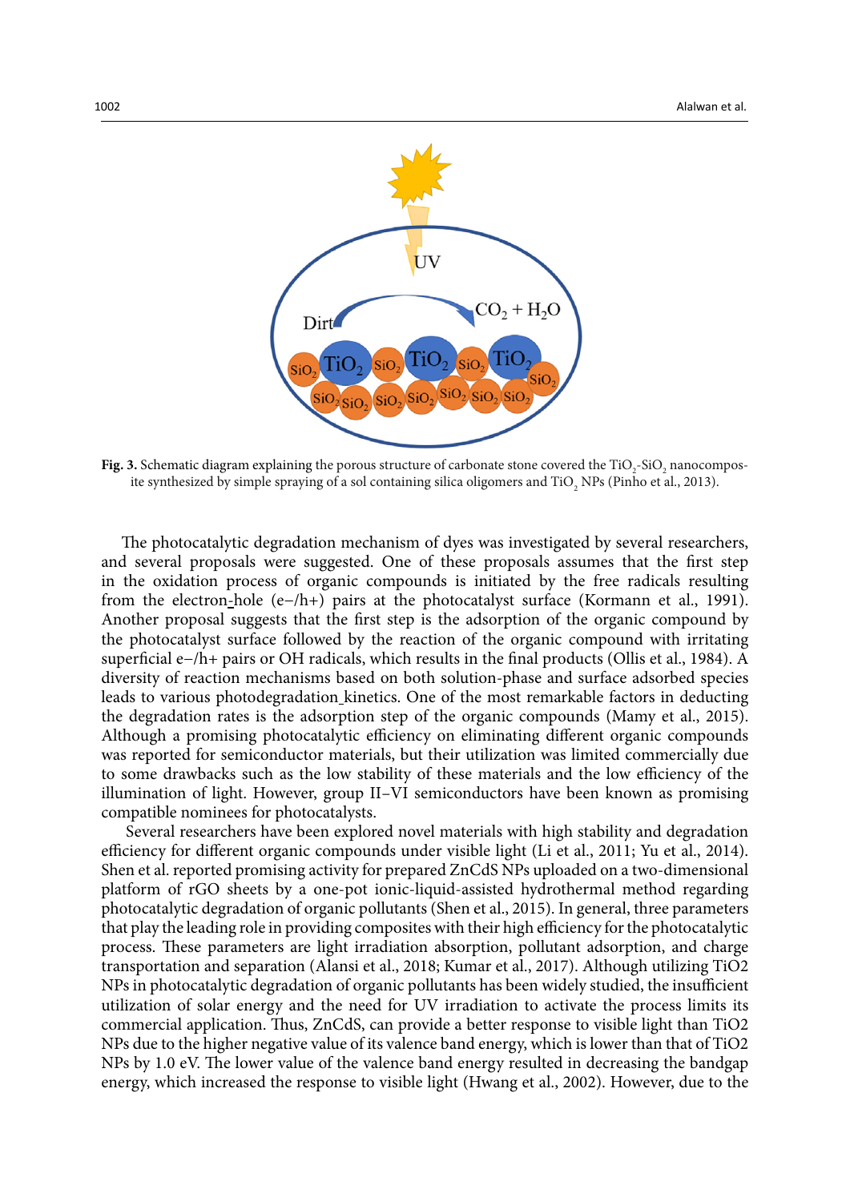**Fig. 3.** Schematic diagram explaining the porous structure of carbonate stone covered the $TiO_2$-$SiO_2$ nanocomposite synthesized by simple spraying of a sol containing silica oligomers and $TiO_2$ NPs (Pinho et al., 2013).

The photocatalytic degradation mechanism of dyes was investigated by several researchers, and several proposals were suggested. One of these proposals assumes that the first step in the oxidation process of organic compounds is initiated by the free radicals resulting from the electron-hole (e−/h+) pairs at the photocatalyst surface (Kormann et al., 1991). Another proposal suggests that the first step is the adsorption of the organic compound by the photocatalyst surface followed by the reaction of the organic compound with irritating superficial e−/h+ pairs or OH radicals, which results in the final products (Ollis et al., 1984). A diversity of reaction mechanisms based on both solution-phase and surface adsorbed species leads to various photodegradation kinetics. One of the most remarkable factors in deducting the degradation rates is the adsorption step of the organic compounds (Mamy et al., 2015). Although a promising photocatalytic efficiency on eliminating different organic compounds was reported for semiconductor materials, but their utilization was limited commercially due to some drawbacks such as the low stability of these materials and the low efficiency of the illumination of light. However, group II–VI semiconductors have been known as promising compatible nominees for photocatalysts.

Several researchers have been explored novel materials with high stability and degradation efficiency for different organic compounds under visible light (Li et al., 2011; Yu et al., 2014). Shen et al. reported promising activity for prepared ZnCdS NPs uploaded on a two-dimensional platform of rGO sheets by a one-pot ionic-liquid-assisted hydrothermal method regarding photocatalytic degradation of organic pollutants (Shen et al., 2015). In general, three parameters that play the leading role in providing composites with their high efficiency for the photocatalytic process. These parameters are light irradiation absorption, pollutant adsorption, and charge transportation and separation (Alansi et al., 2018; Kumar et al., 2017). Although utilizing TiO2 NPs in photocatalytic degradation of organic pollutants has been widely studied, the insufficient utilization of solar energy and the need for UV irradiation to activate the process limits its commercial application. Thus, ZnCdS, can provide a better response to visible light than TiO2 NPs due to the higher negative value of its valence band energy, which is lower than that of TiO2 NPs by 1.0 eV. The lower value of the valence band energy resulted in decreasing the bandgap energy, which increased the response to visible light (Hwang et al., 2002). However, due to the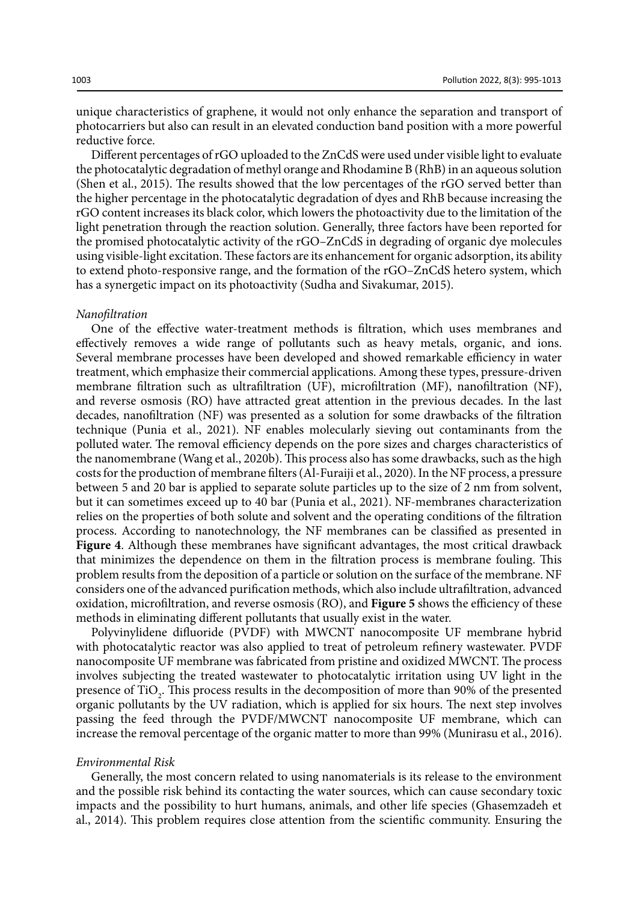unique characteristics of graphene, it would not only enhance the separation and transport of photocarriers but also can result in an elevated conduction band position with a more powerful reductive force.

Different percentages of rGO uploaded to the ZnCdS were used under visible light to evaluate the photocatalytic degradation of methyl orange and Rhodamine B (RhB) in an aqueous solution (Shen et al., 2015). The results showed that the low percentages of the rGO served better than the higher percentage in the photocatalytic degradation of dyes and RhB because increasing the rGO content increases its black color, which lowers the photoactivity due to the limitation of the light penetration through the reaction solution. Generally, three factors have been reported for the promised photocatalytic activity of the rGO–ZnCdS in degrading of organic dye molecules using visible-light excitation. These factors are its enhancement for organic adsorption, its ability to extend photo-responsive range, and the formation of the rGO–ZnCdS hetero system, which has a synergetic impact on its photoactivity (Sudha and Sivakumar, 2015).

*Nanofiltration*

One of the effective water-treatment methods is filtration, which uses membranes and effectively removes a wide range of pollutants such as heavy metals, organic, and ions. Several membrane processes have been developed and showed remarkable efficiency in water treatment, which emphasize their commercial applications. Among these types, pressure-driven membrane filtration such as ultrafiltration (UF), microfiltration (MF), nanofiltration (NF), and reverse osmosis (RO) have attracted great attention in the previous decades. In the last decades, nanofiltration (NF) was presented as a solution for some drawbacks of the filtration technique (Punia et al., 2021). NF enables molecularly sieving out contaminants from the polluted water. The removal efficiency depends on the pore sizes and charges characteristics of the nanomembrane (Wang et al., 2020b). This process also has some drawbacks, such as the high costs for the production of membrane filters (Al-Furaiji et al., 2020). In the NF process, a pressure between 5 and 20 bar is applied to separate solute particles up to the size of 2 nm from solvent, but it can sometimes exceed up to 40 bar (Punia et al., 2021). NF-membranes characterization relies on the properties of both solute and solvent and the operating conditions of the filtration process. According to nanotechnology, the NF membranes can be classified as presented in **Figure 4**. Although these membranes have significant advantages, the most critical drawback that minimizes the dependence on them in the filtration process is membrane fouling. This problem results from the deposition of a particle or solution on the surface of the membrane. NF considers one of the advanced purification methods, which also include ultrafiltration, advanced oxidation, microfiltration, and reverse osmosis (RO), and **Figure 5** shows the efficiency of these methods in eliminating different pollutants that usually exist in the water.

Polyvinylidene difluoride (PVDF) with MWCNT nanocomposite UF membrane hybrid with photocatalytic reactor was also applied to treat of petroleum refinery wastewater. PVDF nanocomposite UF membrane was fabricated from pristine and oxidized MWCNT. The process involves subjecting the treated wastewater to photocatalytic irritation using UV light in the presence of $TiO_2$. This process results in the decomposition of more than 90% of the presented organic pollutants by the UV radiation, which is applied for six hours. The next step involves passing the feed through the PVDF/MWCNT nanocomposite UF membrane, which can increase the removal percentage of the organic matter to more than 99% (Munirasu et al., 2016).

*Environmental Risk*

Generally, the most concern related to using nanomaterials is its release to the environment and the possible risk behind its contacting the water sources, which can cause secondary toxic impacts and the possibility to hurt humans, animals, and other life species (Ghasemzadeh et al., 2014). This problem requires close attention from the scientific community. Ensuring the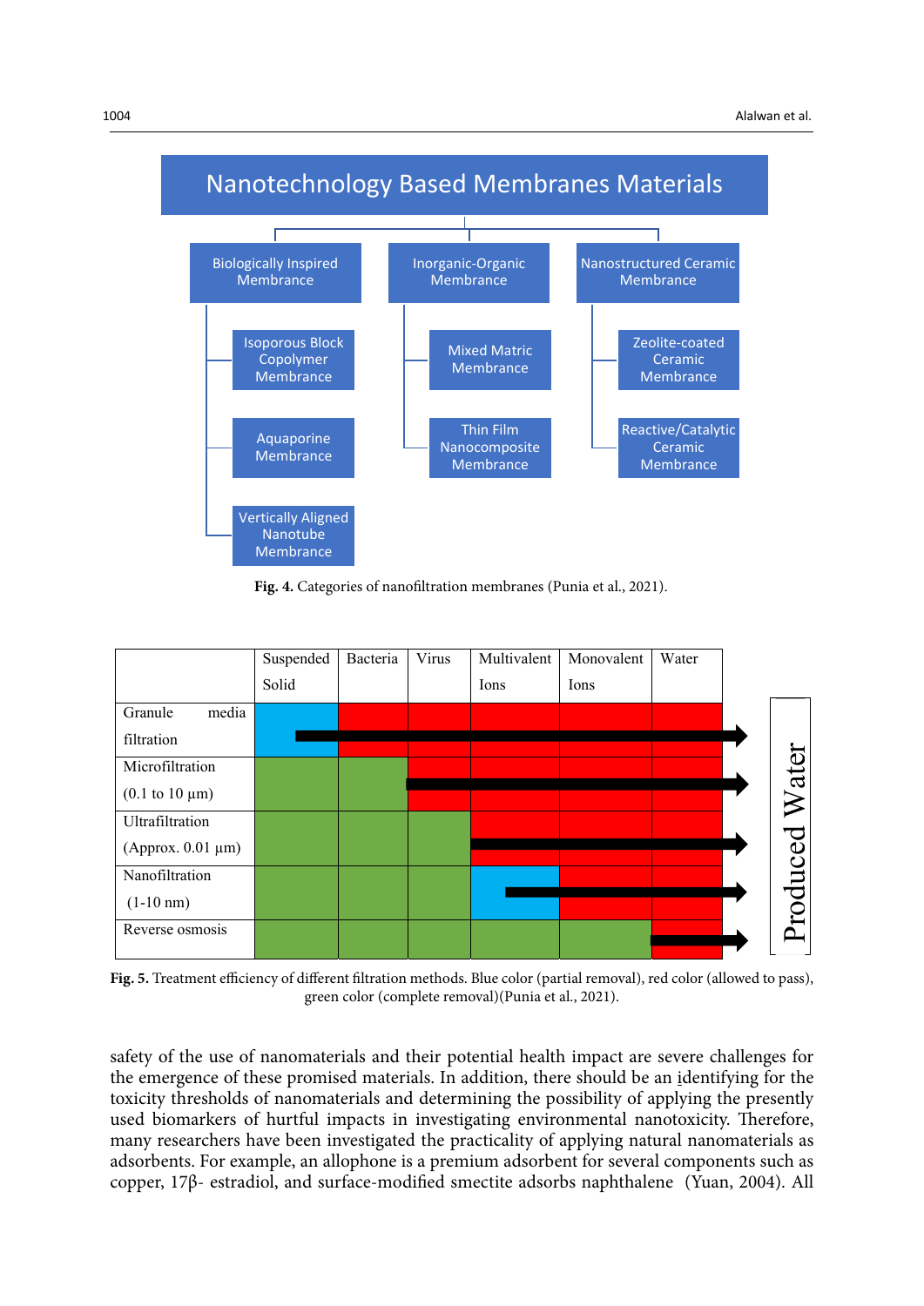**Fig. 4.** Categories of nanofiltration membranes (Punia et al., 2021).

**Fig. 5.** Treatment efficiency of different filtration methods. Blue color (partial removal), red color (allowed to pass), green color (complete removal)(Punia et al., 2021).

safety of the use of nanomaterials and their potential health impact are severe challenges for the emergence of these promised materials. In addition, there should be an identifying for the toxicity thresholds of nanomaterials and determining the possibility of applying the presently used biomarkers of hurtful impacts in investigating environmental nanotoxicity. Therefore, many researchers have been investigated the practicality of applying natural nanomaterials as adsorbents. For example, an allophone is a premium adsorbent for several components such as copper, 17β- estradiol, and surface-modified smectite adsorbs naphthalene (Yuan, 2004). All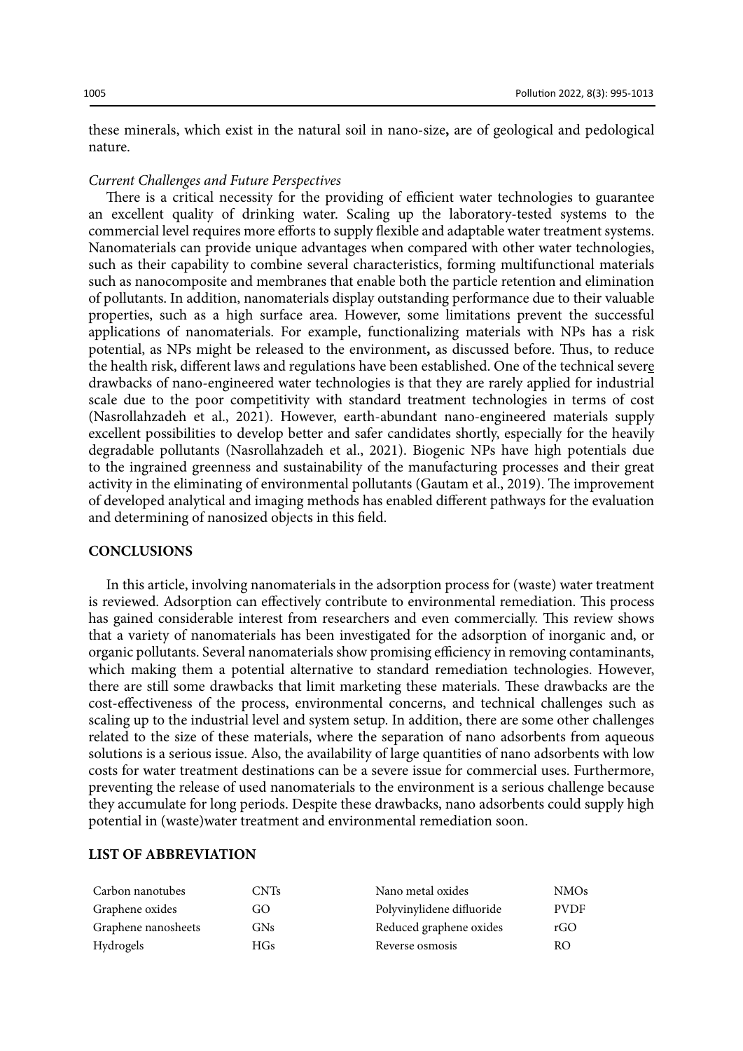these minerals, which exist in the natural soil in nano-size**,** are of geological and pedological nature.

*Current Challenges and Future Perspectives*

There is a critical necessity for the providing of efficient water technologies to guarantee an excellent quality of drinking water. Scaling up the laboratory-tested systems to the commercial level requires more efforts to supply flexible and adaptable water treatment systems. Nanomaterials can provide unique advantages when compared with other water technologies, such as their capability to combine several characteristics, forming multifunctional materials such as nanocomposite and membranes that enable both the particle retention and elimination of pollutants. In addition, nanomaterials display outstanding performance due to their valuable properties, such as a high surface area. However, some limitations prevent the successful applications of nanomaterials. For example, functionalizing materials with NPs has a risk potential, as NPs might be released to the environment**,** as discussed before. Thus, to reduce the health risk, different laws and regulations have been established. One of the technical severe drawbacks of nano-engineered water technologies is that they are rarely applied for industrial scale due to the poor competitivity with standard treatment technologies in terms of cost (Nasrollahzadeh et al., 2021). However, earth-abundant nano-engineered materials supply excellent possibilities to develop better and safer candidates shortly, especially for the heavily degradable pollutants (Nasrollahzadeh et al., 2021). Biogenic NPs have high potentials due to the ingrained greenness and sustainability of the manufacturing processes and their great activity in the eliminating of environmental pollutants (Gautam et al., 2019). The improvement of developed analytical and imaging methods has enabled different pathways for the evaluation and determining of nanosized objects in this field.

## CONCLUSIONS

In this article, involving nanomaterials in the adsorption process for (waste) water treatment is reviewed. Adsorption can effectively contribute to environmental remediation. This process has gained considerable interest from researchers and even commercially. This review shows that a variety of nanomaterials has been investigated for the adsorption of inorganic and, or organic pollutants. Several nanomaterials show promising efficiency in removing contaminants, which making them a potential alternative to standard remediation technologies. However, there are still some drawbacks that limit marketing these materials. These drawbacks are the cost-effectiveness of the process, environmental concerns, and technical challenges such as scaling up to the industrial level and system setup. In addition, there are some other challenges related to the size of these materials, where the separation of nano adsorbents from aqueous solutions is a serious issue. Also, the availability of large quantities of nano adsorbents with low costs for water treatment destinations can be a severe issue for commercial uses. Furthermore, preventing the release of used nanomaterials to the environment is a serious challenge because they accumulate for long periods. Despite these drawbacks, nano adsorbents could supply high potential in (waste)water treatment and environmental remediation soon.

## LIST OF ABBREVIATION

| | | | |
|---|---|---|---|
| Carbon nanotubes | CNTs | Nano metal oxides | NMOs |
| Graphene oxides | GO | Polyvinylidene difluoride | PVDF |
| Graphene nanosheets | GNs | Reduced graphene oxides | rGO |
| Hydrogels | HGs | Reverse osmosis | RO |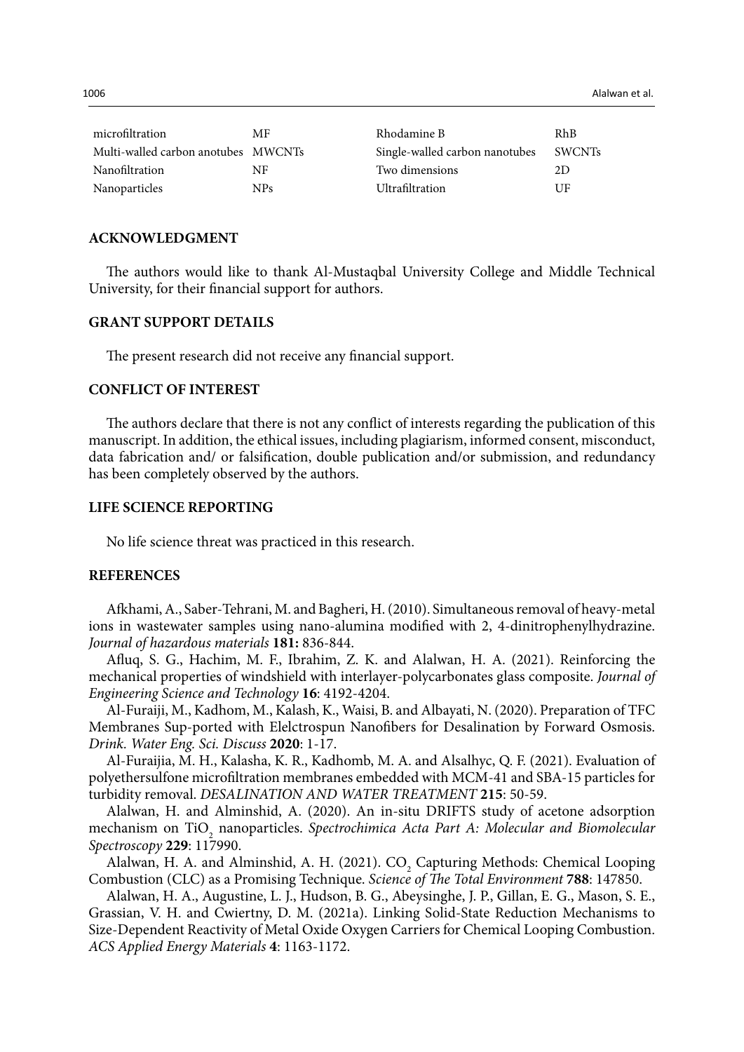| | | | |
|---|---|---|---|
| microfiltration | MF | Rhodamine B | RhB |
| Multi-walled carbon anotubes | MWCNTs | Single-walled carbon nanotubes | SWCNTs |
| Nanofiltration | NF | Two dimensions | 2D |
| Nanoparticles | NPs | Ultrafiltration | UF |

## ACKNOWLEDGMENT

The authors would like to thank Al-Mustaqbal University College and Middle Technical University, for their financial support for authors.

## GRANT SUPPORT DETAILS

The present research did not receive any financial support.

## CONFLICT OF INTEREST

The authors declare that there is not any conflict of interests regarding the publication of this manuscript. In addition, the ethical issues, including plagiarism, informed consent, misconduct, data fabrication and/ or falsification, double publication and/or submission, and redundancy has been completely observed by the authors.

## LIFE SCIENCE REPORTING

No life science threat was practiced in this research.

## REFERENCES

Afkhami, A., Saber-Tehrani, M. and Bagheri, H. (2010). Simultaneous removal of heavy-metal ions in wastewater samples using nano-alumina modified with 2, 4-dinitrophenylhydrazine. *Journal of hazardous materials* **181:** 836-844.

Afluq, S. G., Hachim, M. F., Ibrahim, Z. K. and Alalwan, H. A. (2021). Reinforcing the mechanical properties of windshield with interlayer-polycarbonates glass composite. *Journal of Engineering Science and Technology* **16**: 4192-4204.

Al-Furaiji, M., Kadhom, M., Kalash, K., Waisi, B. and Albayati, N. (2020). Preparation of TFC Membranes Sup-ported with Elelctrospun Nanofibers for Desalination by Forward Osmosis. *Drink. Water Eng. Sci. Discuss* **2020**: 1-17.

Al-Furaijia, M. H., Kalasha, K. R., Kadhomb, M. A. and Alsalhyc, Q. F. (2021). Evaluation of polyethersulfone microfiltration membranes embedded with MCM-41 and SBA-15 particles for turbidity removal. *DESALINATION AND WATER TREATMENT* **215**: 50-59.

Alalwan, H. and Alminshid, A. (2020). An in-situ DRIFTS study of acetone adsorption mechanism on $TiO_2$ nanoparticles. *Spectrochimica Acta Part A: Molecular and Biomolecular Spectroscopy* **229**: 117990.

Alalwan, H. A. and Alminshid, A. H. (2021). $CO_2$ Capturing Methods: Chemical Looping Combustion (CLC) as a Promising Technique. *Science of The Total Environment* **788**: 147850.

Alalwan, H. A., Augustine, L. J., Hudson, B. G., Abeysinghe, J. P., Gillan, E. G., Mason, S. E., Grassian, V. H. and Cwiertny, D. M. (2021a). Linking Solid-State Reduction Mechanisms to Size-Dependent Reactivity of Metal Oxide Oxygen Carriers for Chemical Looping Combustion. *ACS Applied Energy Materials* **4**: 1163-1172.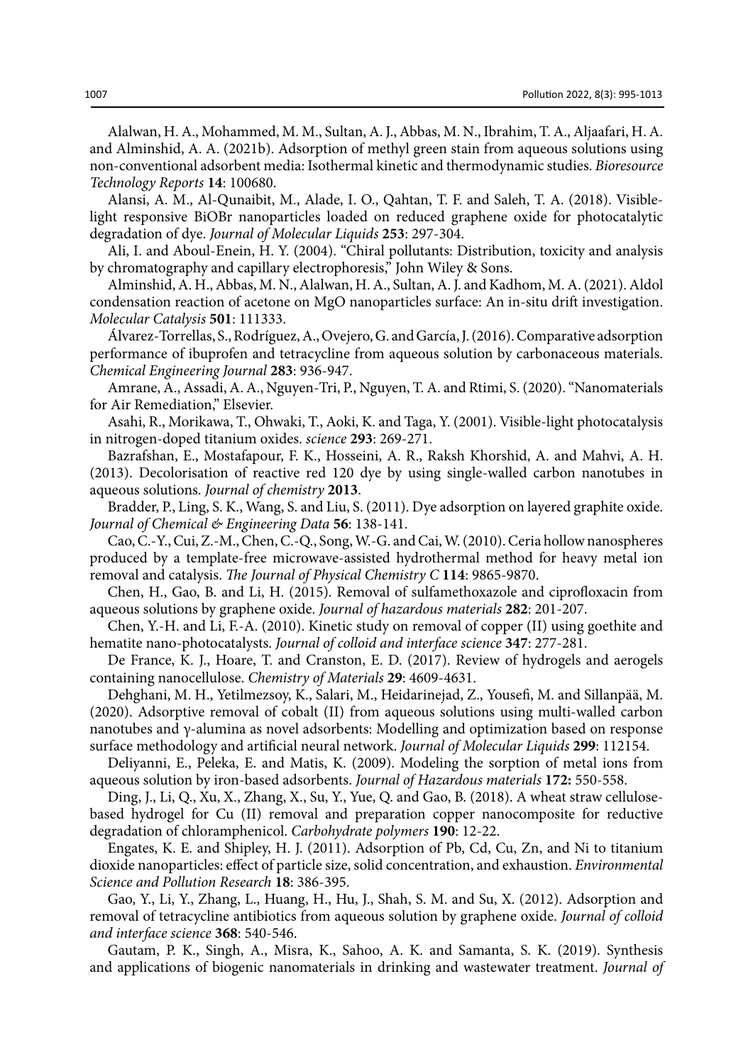Alalwan, H. A., Mohammed, M. M., Sultan, A. J., Abbas, M. N., Ibrahim, T. A., Aljaafari, H. A. and Alminshid, A. A. (2021b). Adsorption of methyl green stain from aqueous solutions using non-conventional adsorbent media: Isothermal kinetic and thermodynamic studies. *Bioresource Technology Reports* **14**: 100680.

Alansi, A. M., Al-Qunaibit, M., Alade, I. O., Qahtan, T. F. and Saleh, T. A. (2018). Visible-light responsive BiOBr nanoparticles loaded on reduced graphene oxide for photocatalytic degradation of dye. *Journal of Molecular Liquids* **253**: 297-304.

Ali, I. and Aboul-Enein, H. Y. (2004). "Chiral pollutants: Distribution, toxicity and analysis by chromatography and capillary electrophoresis," John Wiley & Sons.

Alminshid, A. H., Abbas, M. N., Alalwan, H. A., Sultan, A. J. and Kadhom, M. A. (2021). Aldol condensation reaction of acetone on MgO nanoparticles surface: An in-situ drift investigation. *Molecular Catalysis* **501**: 111333.

Álvarez-Torrellas, S., Rodríguez, A., Ovejero, G. and García, J. (2016). Comparative adsorption performance of ibuprofen and tetracycline from aqueous solution by carbonaceous materials. *Chemical Engineering Journal* **283**: 936-947.

Amrane, A., Assadi, A. A., Nguyen-Tri, P., Nguyen, T. A. and Rtimi, S. (2020). "Nanomaterials for Air Remediation," Elsevier.

Asahi, R., Morikawa, T., Ohwaki, T., Aoki, K. and Taga, Y. (2001). Visible-light photocatalysis in nitrogen-doped titanium oxides. *science* **293**: 269-271.

Bazrafshan, E., Mostafapour, F. K., Hosseini, A. R., Raksh Khorshid, A. and Mahvi, A. H. (2013). Decolorisation of reactive red 120 dye by using single-walled carbon nanotubes in aqueous solutions. *Journal of chemistry* **2013**.

Bradder, P., Ling, S. K., Wang, S. and Liu, S. (2011). Dye adsorption on layered graphite oxide. *Journal of Chemical & Engineering Data* **56**: 138-141.

Cao, C.-Y., Cui, Z.-M., Chen, C.-Q., Song, W.-G. and Cai, W. (2010). Ceria hollow nanospheres produced by a template-free microwave-assisted hydrothermal method for heavy metal ion removal and catalysis. *The Journal of Physical Chemistry C* **114**: 9865-9870.

Chen, H., Gao, B. and Li, H. (2015). Removal of sulfamethoxazole and ciprofloxacin from aqueous solutions by graphene oxide. *Journal of hazardous materials* **282**: 201-207.

Chen, Y.-H. and Li, F.-A. (2010). Kinetic study on removal of copper (II) using goethite and hematite nano-photocatalysts. *Journal of colloid and interface science* **347**: 277-281.

De France, K. J., Hoare, T. and Cranston, E. D. (2017). Review of hydrogels and aerogels containing nanocellulose. *Chemistry of Materials* **29**: 4609-4631.

Dehghani, M. H., Yetilmezsoy, K., Salari, M., Heidarinejad, Z., Yousefi, M. and Sillanpää, M. (2020). Adsorptive removal of cobalt (II) from aqueous solutions using multi-walled carbon nanotubes and γ-alumina as novel adsorbents: Modelling and optimization based on response surface methodology and artificial neural network. *Journal of Molecular Liquids* **299**: 112154.

Deliyanni, E., Peleka, E. and Matis, K. (2009). Modeling the sorption of metal ions from aqueous solution by iron-based adsorbents. *Journal of Hazardous materials* **172:** 550-558.

Ding, J., Li, Q., Xu, X., Zhang, X., Su, Y., Yue, Q. and Gao, B. (2018). A wheat straw cellulose-based hydrogel for Cu (II) removal and preparation copper nanocomposite for reductive degradation of chloramphenicol. *Carbohydrate polymers* **190**: 12-22.

Engates, K. E. and Shipley, H. J. (2011). Adsorption of Pb, Cd, Cu, Zn, and Ni to titanium dioxide nanoparticles: effect of particle size, solid concentration, and exhaustion. *Environmental Science and Pollution Research* **18**: 386-395.

Gao, Y., Li, Y., Zhang, L., Huang, H., Hu, J., Shah, S. M. and Su, X. (2012). Adsorption and removal of tetracycline antibiotics from aqueous solution by graphene oxide. *Journal of colloid and interface science* **368**: 540-546.

Gautam, P. K., Singh, A., Misra, K., Sahoo, A. K. and Samanta, S. K. (2019). Synthesis and applications of biogenic nanomaterials in drinking and wastewater treatment. *Journal of*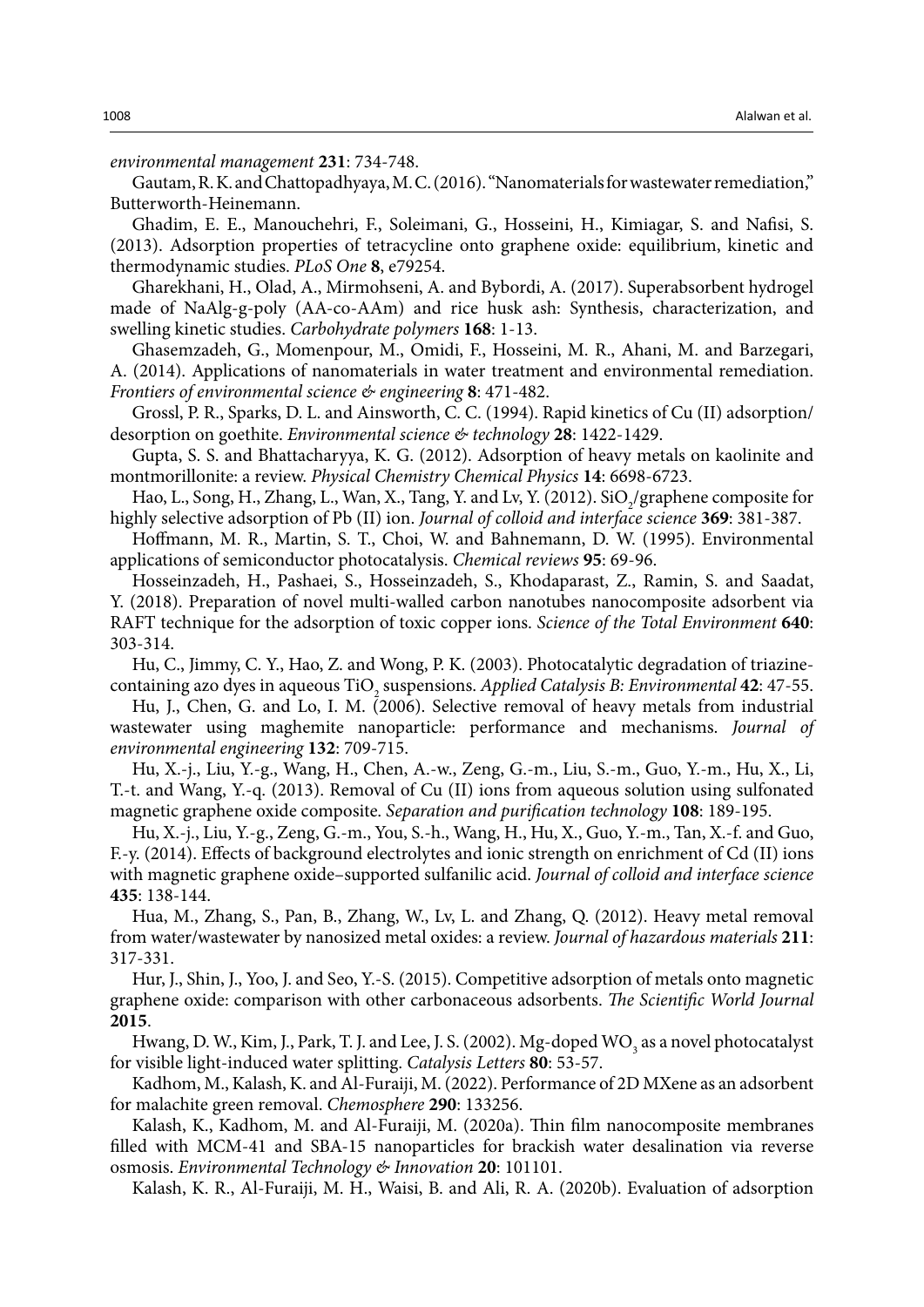*environmental management* **231**: 734-748.

Gautam, R. K. and Chattopadhyaya, M. C. (2016). "Nanomaterials for wastewater remediation," Butterworth-Heinemann.

Ghadim, E. E., Manouchehri, F., Soleimani, G., Hosseini, H., Kimiagar, S. and Nafisi, S. (2013). Adsorption properties of tetracycline onto graphene oxide: equilibrium, kinetic and thermodynamic studies. *PLoS One* **8**, e79254.

Gharekhani, H., Olad, A., Mirmohseni, A. and Bybordi, A. (2017). Superabsorbent hydrogel made of NaAlg-g-poly (AA-co-AAm) and rice husk ash: Synthesis, characterization, and swelling kinetic studies. *Carbohydrate polymers* **168**: 1-13.

Ghasemzadeh, G., Momenpour, M., Omidi, F., Hosseini, M. R., Ahani, M. and Barzegari, A. (2014). Applications of nanomaterials in water treatment and environmental remediation. *Frontiers of environmental science & engineering* **8**: 471-482.

Grossl, P. R., Sparks, D. L. and Ainsworth, C. C. (1994). Rapid kinetics of Cu (II) adsorption/desorption on goethite. *Environmental science & technology* **28**: 1422-1429.

Gupta, S. S. and Bhattacharyya, K. G. (2012). Adsorption of heavy metals on kaolinite and montmorillonite: a review. *Physical Chemistry Chemical Physics* **14**: 6698-6723.

Hao, L., Song, H., Zhang, L., Wan, X., Tang, Y. and Lv, Y. (2012). $SiO_2$/graphene composite for highly selective adsorption of Pb (II) ion. *Journal of colloid and interface science* **369**: 381-387.

Hoffmann, M. R., Martin, S. T., Choi, W. and Bahnemann, D. W. (1995). Environmental applications of semiconductor photocatalysis. *Chemical reviews* **95**: 69-96.

Hosseinzadeh, H., Pashaei, S., Hosseinzadeh, S., Khodaparast, Z., Ramin, S. and Saadat, Y. (2018). Preparation of novel multi-walled carbon nanotubes nanocomposite adsorbent via RAFT technique for the adsorption of toxic copper ions. *Science of the Total Environment* **640**: 303-314.

Hu, C., Jimmy, C. Y., Hao, Z. and Wong, P. K. (2003). Photocatalytic degradation of triazine-containing azo dyes in aqueous $TiO_2$ suspensions. *Applied Catalysis B: Environmental* **42**: 47-55.

Hu, J., Chen, G. and Lo, I. M. (2006). Selective removal of heavy metals from industrial wastewater using maghemite nanoparticle: performance and mechanisms. *Journal of environmental engineering* **132**: 709-715.

Hu, X.-j., Liu, Y.-g., Wang, H., Chen, A.-w., Zeng, G.-m., Liu, S.-m., Guo, Y.-m., Hu, X., Li, T.-t. and Wang, Y.-q. (2013). Removal of Cu (II) ions from aqueous solution using sulfonated magnetic graphene oxide composite. *Separation and purification technology* **108**: 189-195.

Hu, X.-j., Liu, Y.-g., Zeng, G.-m., You, S.-h., Wang, H., Hu, X., Guo, Y.-m., Tan, X.-f. and Guo, F.-y. (2014). Effects of background electrolytes and ionic strength on enrichment of Cd (II) ions with magnetic graphene oxide–supported sulfanilic acid. *Journal of colloid and interface science* **435**: 138-144.

Hua, M., Zhang, S., Pan, B., Zhang, W., Lv, L. and Zhang, Q. (2012). Heavy metal removal from water/wastewater by nanosized metal oxides: a review. *Journal of hazardous materials* **211**: 317-331.

Hur, J., Shin, J., Yoo, J. and Seo, Y.-S. (2015). Competitive adsorption of metals onto magnetic graphene oxide: comparison with other carbonaceous adsorbents. *The Scientific World Journal* **2015**.

Hwang, D. W., Kim, J., Park, T. J. and Lee, J. S. (2002). Mg-doped $WO_3$ as a novel photocatalyst for visible light-induced water splitting. *Catalysis Letters* **80**: 53-57.

Kadhom, M., Kalash, K. and Al-Furaiji, M. (2022). Performance of 2D MXene as an adsorbent for malachite green removal. *Chemosphere* **290**: 133256.

Kalash, K., Kadhom, M. and Al-Furaiji, M. (2020a). Thin film nanocomposite membranes filled with MCM-41 and SBA-15 nanoparticles for brackish water desalination via reverse osmosis. *Environmental Technology & Innovation* **20**: 101101.

Kalash, K. R., Al-Furaiji, M. H., Waisi, B. and Ali, R. A. (2020b). Evaluation of adsorption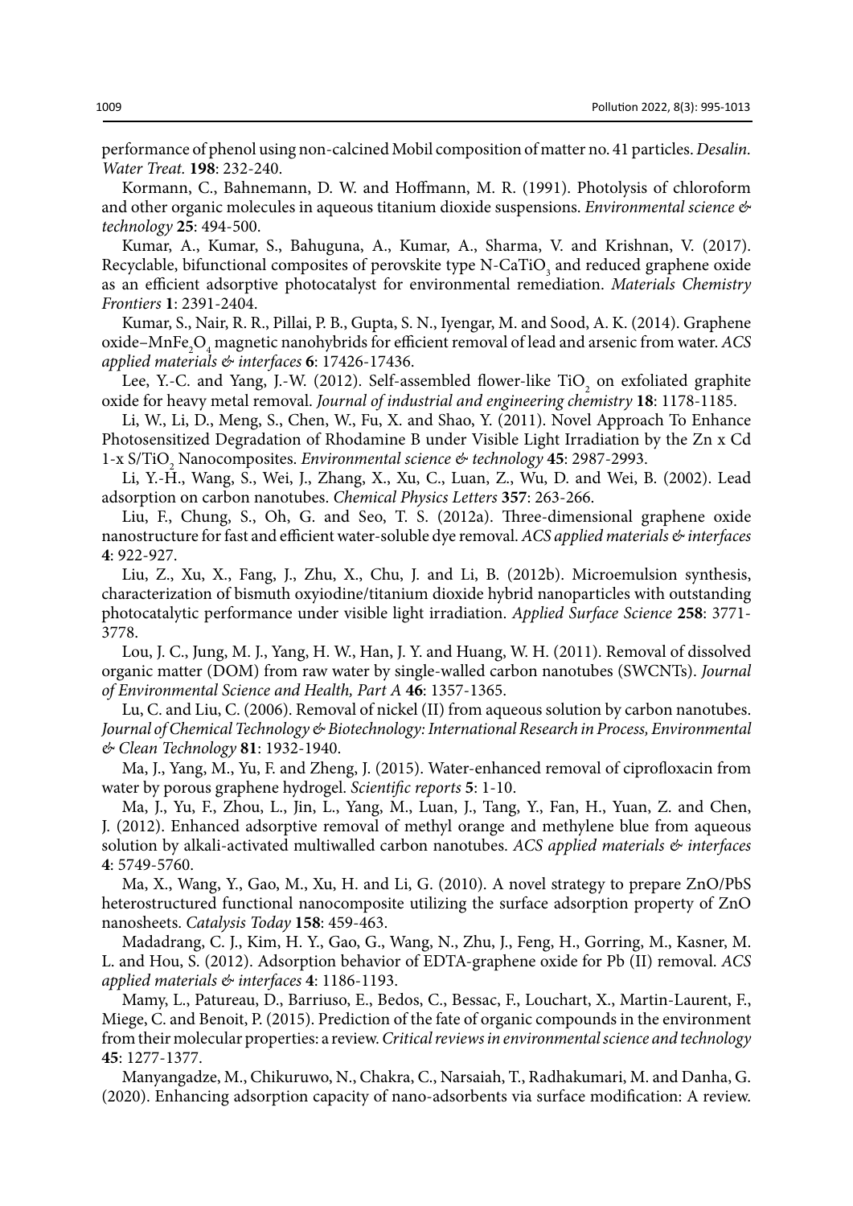performance of phenol using non-calcined Mobil composition of matter no. 41 particles. *Desalin. Water Treat.* **198**: 232-240.

Kormann, C., Bahnemann, D. W. and Hoffmann, M. R. (1991). Photolysis of chloroform and other organic molecules in aqueous titanium dioxide suspensions. *Environmental science & technology* **25**: 494-500.

Kumar, A., Kumar, S., Bahuguna, A., Kumar, A., Sharma, V. and Krishnan, V. (2017). Recyclable, bifunctional composites of perovskite type N-$CaTiO_3$ and reduced graphene oxide as an efficient adsorptive photocatalyst for environmental remediation. *Materials Chemistry Frontiers* **1**: 2391-2404.

Kumar, S., Nair, R. R., Pillai, P. B., Gupta, S. N., Iyengar, M. and Sood, A. K. (2014). Graphene oxide–$MnFe_2O_4$ magnetic nanohybrids for efficient removal of lead and arsenic from water. *ACS applied materials & interfaces* **6**: 17426-17436.

Lee, Y.-C. and Yang, J.-W. (2012). Self-assembled flower-like $TiO_2$ on exfoliated graphite oxide for heavy metal removal. *Journal of industrial and engineering chemistry* **18**: 1178-1185.

Li, W., Li, D., Meng, S., Chen, W., Fu, X. and Shao, Y. (2011). Novel Approach To Enhance Photosensitized Degradation of Rhodamine B under Visible Light Irradiation by the Zn x Cd 1-x S/$TiO_2$ Nanocomposites. *Environmental science & technology* **45**: 2987-2993.

Li, Y.-H., Wang, S., Wei, J., Zhang, X., Xu, C., Luan, Z., Wu, D. and Wei, B. (2002). Lead adsorption on carbon nanotubes. *Chemical Physics Letters* **357**: 263-266.

Liu, F., Chung, S., Oh, G. and Seo, T. S. (2012a). Three-dimensional graphene oxide nanostructure for fast and efficient water-soluble dye removal. *ACS applied materials & interfaces* **4**: 922-927.

Liu, Z., Xu, X., Fang, J., Zhu, X., Chu, J. and Li, B. (2012b). Microemulsion synthesis, characterization of bismuth oxyiodine/titanium dioxide hybrid nanoparticles with outstanding photocatalytic performance under visible light irradiation. *Applied Surface Science* **258**: 3771-3778.

Lou, J. C., Jung, M. J., Yang, H. W., Han, J. Y. and Huang, W. H. (2011). Removal of dissolved organic matter (DOM) from raw water by single-walled carbon nanotubes (SWCNTs). *Journal of Environmental Science and Health, Part A* **46**: 1357-1365.

Lu, C. and Liu, C. (2006). Removal of nickel (II) from aqueous solution by carbon nanotubes. *Journal of Chemical Technology & Biotechnology: International Research in Process, Environmental & Clean Technology* **81**: 1932-1940.

Ma, J., Yang, M., Yu, F. and Zheng, J. (2015). Water-enhanced removal of ciprofloxacin from water by porous graphene hydrogel. *Scientific reports* **5**: 1-10.

Ma, J., Yu, F., Zhou, L., Jin, L., Yang, M., Luan, J., Tang, Y., Fan, H., Yuan, Z. and Chen, J. (2012). Enhanced adsorptive removal of methyl orange and methylene blue from aqueous solution by alkali-activated multiwalled carbon nanotubes. *ACS applied materials & interfaces* **4**: 5749-5760.

Ma, X., Wang, Y., Gao, M., Xu, H. and Li, G. (2010). A novel strategy to prepare ZnO/PbS heterostructured functional nanocomposite utilizing the surface adsorption property of ZnO nanosheets. *Catalysis Today* **158**: 459-463.

Madadrang, C. J., Kim, H. Y., Gao, G., Wang, N., Zhu, J., Feng, H., Gorring, M., Kasner, M. L. and Hou, S. (2012). Adsorption behavior of EDTA-graphene oxide for Pb (II) removal. *ACS applied materials & interfaces* **4**: 1186-1193.

Mamy, L., Patureau, D., Barriuso, E., Bedos, C., Bessac, F., Louchart, X., Martin-Laurent, F., Miege, C. and Benoit, P. (2015). Prediction of the fate of organic compounds in the environment from their molecular properties: a review. *Critical reviews in environmental science and technology* **45**: 1277-1377.

Manyangadze, M., Chikuruwo, N., Chakra, C., Narsaiah, T., Radhakumari, M. and Danha, G. (2020). Enhancing adsorption capacity of nano-adsorbents via surface modification: A review.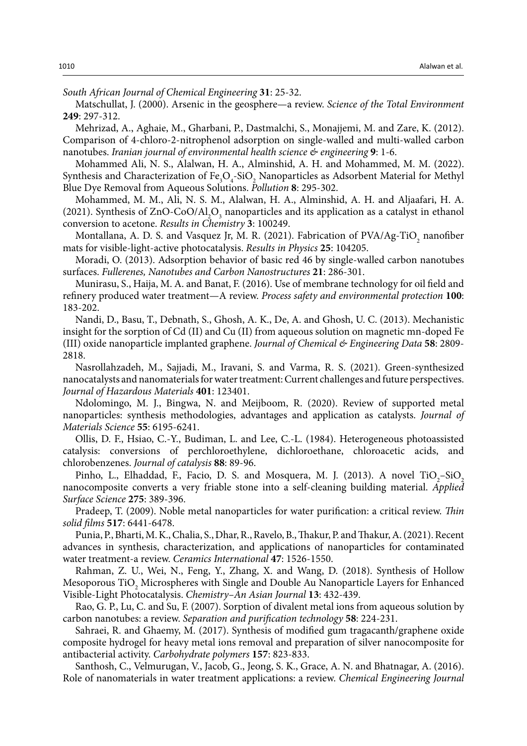*South African Journal of Chemical Engineering* **31**: 25-32.

Matschullat, J. (2000). Arsenic in the geosphere—a review. *Science of the Total Environment* **249**: 297-312.

Mehrizad, A., Aghaie, M., Gharbani, P., Dastmalchi, S., Monajjemi, M. and Zare, K. (2012). Comparison of 4-chloro-2-nitrophenol adsorption on single-walled and multi-walled carbon nanotubes. *Iranian journal of environmental health science & engineering* **9**: 1-6.

Mohammed Ali, N. S., Alalwan, H. A., Alminshid, A. H. and Mohammed, M. M. (2022). Synthesis and Characterization of $Fe_3O_4$-$SiO_2$ Nanoparticles as Adsorbent Material for Methyl Blue Dye Removal from Aqueous Solutions. *Pollution* **8**: 295-302.

Mohammed, M. M., Ali, N. S. M., Alalwan, H. A., Alminshid, A. H. and Aljaafari, H. A. (2021). Synthesis of ZnO-CoO/$Al_2O_3$ nanoparticles and its application as a catalyst in ethanol conversion to acetone. *Results in Chemistry* **3**: 100249.

Montallana, A. D. S. and Vasquez Jr, M. R. (2021). Fabrication of PVA/Ag-$TiO_2$ nanofiber mats for visible-light-active photocatalysis. *Results in Physics* **25**: 104205.

Moradi, O. (2013). Adsorption behavior of basic red 46 by single-walled carbon nanotubes surfaces. *Fullerenes, Nanotubes and Carbon Nanostructures* **21**: 286-301.

Munirasu, S., Haija, M. A. and Banat, F. (2016). Use of membrane technology for oil field and refinery produced water treatment—A review. *Process safety and environmental protection* **100**: 183-202.

Nandi, D., Basu, T., Debnath, S., Ghosh, A. K., De, A. and Ghosh, U. C. (2013). Mechanistic insight for the sorption of Cd (II) and Cu (II) from aqueous solution on magnetic mn-doped Fe (III) oxide nanoparticle implanted graphene. *Journal of Chemical & Engineering Data* **58**: 2809-2818.

Nasrollahzadeh, M., Sajjadi, M., Iravani, S. and Varma, R. S. (2021). Green-synthesized nanocatalysts and nanomaterials for water treatment: Current challenges and future perspectives. *Journal of Hazardous Materials* **401**: 123401.

Ndolomingo, M. J., Bingwa, N. and Meijboom, R. (2020). Review of supported metal nanoparticles: synthesis methodologies, advantages and application as catalysts. *Journal of Materials Science* **55**: 6195-6241.

Ollis, D. F., Hsiao, C.-Y., Budiman, L. and Lee, C.-L. (1984). Heterogeneous photoassisted catalysis: conversions of perchloroethylene, dichloroethane, chloroacetic acids, and chlorobenzenes. *Journal of catalysis* **88**: 89-96.

Pinho, L., Elhaddad, F., Facio, D. S. and Mosquera, M. J. (2013). A novel $TiO_2$–$SiO_2$ nanocomposite converts a very friable stone into a self-cleaning building material. *Applied Surface Science* **275**: 389-396.

Pradeep, T. (2009). Noble metal nanoparticles for water purification: a critical review. *Thin solid films* **517**: 6441-6478.

Punia, P., Bharti, M. K., Chalia, S., Dhar, R., Ravelo, B., Thakur, P. and Thakur, A. (2021). Recent advances in synthesis, characterization, and applications of nanoparticles for contaminated water treatment-a review. *Ceramics International* **47**: 1526-1550.

Rahman, Z. U., Wei, N., Feng, Y., Zhang, X. and Wang, D. (2018). Synthesis of Hollow Mesoporous $TiO_2$ Microspheres with Single and Double Au Nanoparticle Layers for Enhanced Visible-Light Photocatalysis. *Chemistry–An Asian Journal* **13**: 432-439.

Rao, G. P., Lu, C. and Su, F. (2007). Sorption of divalent metal ions from aqueous solution by carbon nanotubes: a review. *Separation and purification technology* **58**: 224-231.

Sahraei, R. and Ghaemy, M. (2017). Synthesis of modified gum tragacanth/graphene oxide composite hydrogel for heavy metal ions removal and preparation of silver nanocomposite for antibacterial activity. *Carbohydrate polymers* **157**: 823-833.

Santhosh, C., Velmurugan, V., Jacob, G., Jeong, S. K., Grace, A. N. and Bhatnagar, A. (2016). Role of nanomaterials in water treatment applications: a review. *Chemical Engineering Journal*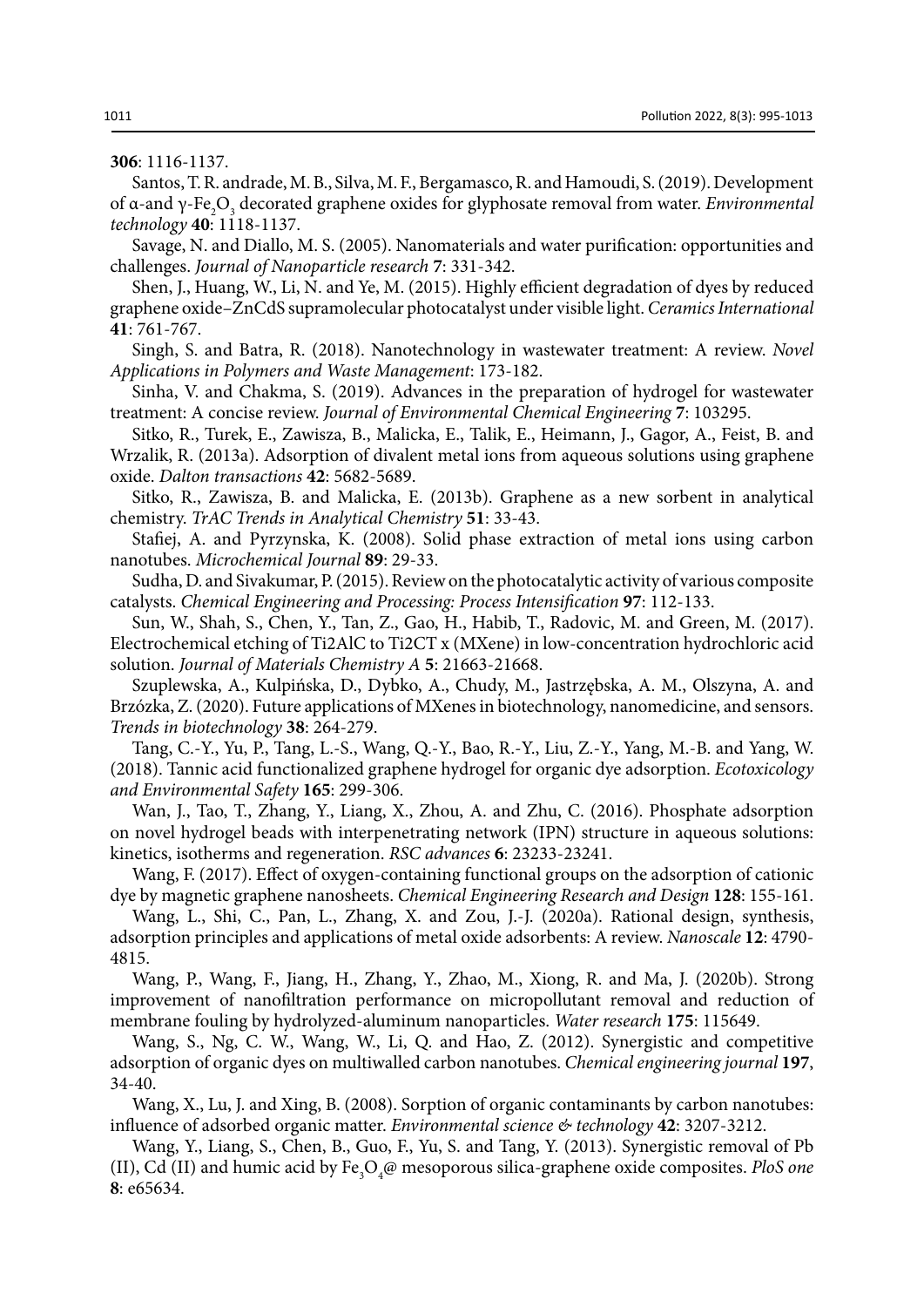**306**: 1116-1137.

Santos, T. R. andrade, M. B., Silva, M. F., Bergamasco, R. and Hamoudi, S. (2019). Development of α-and γ-$Fe_2O_3$ decorated graphene oxides for glyphosate removal from water. *Environmental technology* **40**: 1118-1137.

Savage, N. and Diallo, M. S. (2005). Nanomaterials and water purification: opportunities and challenges. *Journal of Nanoparticle research* **7**: 331-342.

Shen, J., Huang, W., Li, N. and Ye, M. (2015). Highly efficient degradation of dyes by reduced graphene oxide–ZnCdS supramolecular photocatalyst under visible light. *Ceramics International* **41**: 761-767.

Singh, S. and Batra, R. (2018). Nanotechnology in wastewater treatment: A review. *Novel Applications in Polymers and Waste Management*: 173-182.

Sinha, V. and Chakma, S. (2019). Advances in the preparation of hydrogel for wastewater treatment: A concise review. *Journal of Environmental Chemical Engineering* **7**: 103295.

Sitko, R., Turek, E., Zawisza, B., Malicka, E., Talik, E., Heimann, J., Gagor, A., Feist, B. and Wrzalik, R. (2013a). Adsorption of divalent metal ions from aqueous solutions using graphene oxide. *Dalton transactions* **42**: 5682-5689.

Sitko, R., Zawisza, B. and Malicka, E. (2013b). Graphene as a new sorbent in analytical chemistry. *TrAC Trends in Analytical Chemistry* **51**: 33-43.

Stafiej, A. and Pyrzynska, K. (2008). Solid phase extraction of metal ions using carbon nanotubes. *Microchemical Journal* **89**: 29-33.

Sudha, D. and Sivakumar, P. (2015). Review on the photocatalytic activity of various composite catalysts. *Chemical Engineering and Processing: Process Intensification* **97**: 112-133.

Sun, W., Shah, S., Chen, Y., Tan, Z., Gao, H., Habib, T., Radovic, M. and Green, M. (2017). Electrochemical etching of Ti2AlC to Ti2CT x (MXene) in low-concentration hydrochloric acid solution. *Journal of Materials Chemistry A* **5**: 21663-21668.

Szuplewska, A., Kulpińska, D., Dybko, A., Chudy, M., Jastrzębska, A. M., Olszyna, A. and Brzózka, Z. (2020). Future applications of MXenes in biotechnology, nanomedicine, and sensors. *Trends in biotechnology* **38**: 264-279.

Tang, C.-Y., Yu, P., Tang, L.-S., Wang, Q.-Y., Bao, R.-Y., Liu, Z.-Y., Yang, M.-B. and Yang, W. (2018). Tannic acid functionalized graphene hydrogel for organic dye adsorption. *Ecotoxicology and Environmental Safety* **165**: 299-306.

Wan, J., Tao, T., Zhang, Y., Liang, X., Zhou, A. and Zhu, C. (2016). Phosphate adsorption on novel hydrogel beads with interpenetrating network (IPN) structure in aqueous solutions: kinetics, isotherms and regeneration. *RSC advances* **6**: 23233-23241.

Wang, F. (2017). Effect of oxygen-containing functional groups on the adsorption of cationic dye by magnetic graphene nanosheets. *Chemical Engineering Research and Design* **128**: 155-161.

Wang, L., Shi, C., Pan, L., Zhang, X. and Zou, J.-J. (2020a). Rational design, synthesis, adsorption principles and applications of metal oxide adsorbents: A review. *Nanoscale* **12**: 4790-4815.

Wang, P., Wang, F., Jiang, H., Zhang, Y., Zhao, M., Xiong, R. and Ma, J. (2020b). Strong improvement of nanofiltration performance on micropollutant removal and reduction of membrane fouling by hydrolyzed-aluminum nanoparticles. *Water research* **175**: 115649.

Wang, S., Ng, C. W., Wang, W., Li, Q. and Hao, Z. (2012). Synergistic and competitive adsorption of organic dyes on multiwalled carbon nanotubes. *Chemical engineering journal* **197**, 34-40.

Wang, X., Lu, J. and Xing, B. (2008). Sorption of organic contaminants by carbon nanotubes: influence of adsorbed organic matter. *Environmental science & technology* **42**: 3207-3212.

Wang, Y., Liang, S., Chen, B., Guo, F., Yu, S. and Tang, Y. (2013). Synergistic removal of Pb (II), Cd (II) and humic acid by $Fe_3O_4$@ mesoporous silica-graphene oxide composites. *PloS one* **8**: e65634.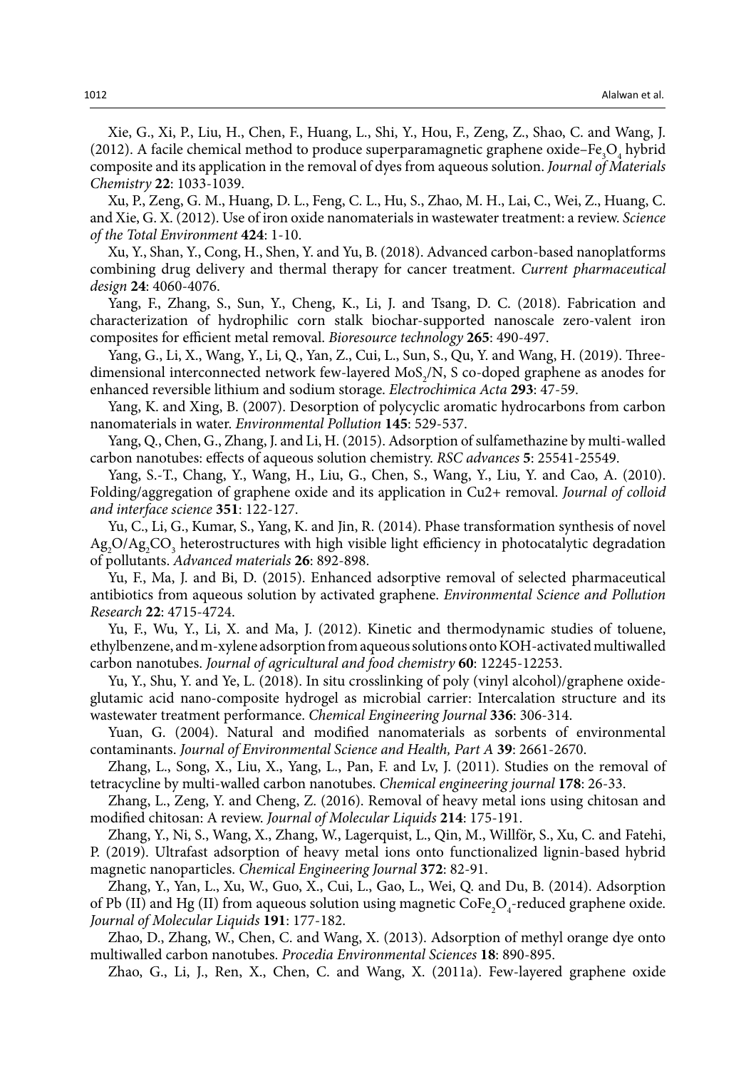Xie, G., Xi, P., Liu, H., Chen, F., Huang, L., Shi, Y., Hou, F., Zeng, Z., Shao, C. and Wang, J. (2012). A facile chemical method to produce superparamagnetic graphene oxide–$Fe_3O_4$ hybrid composite and its application in the removal of dyes from aqueous solution. *Journal of Materials Chemistry* **22**: 1033-1039.

Xu, P., Zeng, G. M., Huang, D. L., Feng, C. L., Hu, S., Zhao, M. H., Lai, C., Wei, Z., Huang, C. and Xie, G. X. (2012). Use of iron oxide nanomaterials in wastewater treatment: a review. *Science of the Total Environment* **424**: 1-10.

Xu, Y., Shan, Y., Cong, H., Shen, Y. and Yu, B. (2018). Advanced carbon-based nanoplatforms combining drug delivery and thermal therapy for cancer treatment. *Current pharmaceutical design* **24**: 4060-4076.

Yang, F., Zhang, S., Sun, Y., Cheng, K., Li, J. and Tsang, D. C. (2018). Fabrication and characterization of hydrophilic corn stalk biochar-supported nanoscale zero-valent iron composites for efficient metal removal. *Bioresource technology* **265**: 490-497.

Yang, G., Li, X., Wang, Y., Li, Q., Yan, Z., Cui, L., Sun, S., Qu, Y. and Wang, H. (2019). Three-dimensional interconnected network few-layered $MoS_2$/N, S co-doped graphene as anodes for enhanced reversible lithium and sodium storage. *Electrochimica Acta* **293**: 47-59.

Yang, K. and Xing, B. (2007). Desorption of polycyclic aromatic hydrocarbons from carbon nanomaterials in water. *Environmental Pollution* **145**: 529-537.

Yang, Q., Chen, G., Zhang, J. and Li, H. (2015). Adsorption of sulfamethazine by multi-walled carbon nanotubes: effects of aqueous solution chemistry. *RSC advances* **5**: 25541-25549.

Yang, S.-T., Chang, Y., Wang, H., Liu, G., Chen, S., Wang, Y., Liu, Y. and Cao, A. (2010). Folding/aggregation of graphene oxide and its application in Cu2+ removal. *Journal of colloid and interface science* **351**: 122-127.

Yu, C., Li, G., Kumar, S., Yang, K. and Jin, R. (2014). Phase transformation synthesis of novel $Ag_2O/Ag_2CO_3$ heterostructures with high visible light efficiency in photocatalytic degradation of pollutants. *Advanced materials* **26**: 892-898.

Yu, F., Ma, J. and Bi, D. (2015). Enhanced adsorptive removal of selected pharmaceutical antibiotics from aqueous solution by activated graphene. *Environmental Science and Pollution Research* **22**: 4715-4724.

Yu, F., Wu, Y., Li, X. and Ma, J. (2012). Kinetic and thermodynamic studies of toluene, ethylbenzene, and m-xylene adsorption from aqueous solutions onto KOH-activated multiwalled carbon nanotubes. *Journal of agricultural and food chemistry* **60**: 12245-12253.

Yu, Y., Shu, Y. and Ye, L. (2018). In situ crosslinking of poly (vinyl alcohol)/graphene oxide-glutamic acid nano-composite hydrogel as microbial carrier: Intercalation structure and its wastewater treatment performance. *Chemical Engineering Journal* **336**: 306-314.

Yuan, G. (2004). Natural and modified nanomaterials as sorbents of environmental contaminants. *Journal of Environmental Science and Health, Part A* **39**: 2661-2670.

Zhang, L., Song, X., Liu, X., Yang, L., Pan, F. and Lv, J. (2011). Studies on the removal of tetracycline by multi-walled carbon nanotubes. *Chemical engineering journal* **178**: 26-33.

Zhang, L., Zeng, Y. and Cheng, Z. (2016). Removal of heavy metal ions using chitosan and modified chitosan: A review. *Journal of Molecular Liquids* **214**: 175-191.

Zhang, Y., Ni, S., Wang, X., Zhang, W., Lagerquist, L., Qin, M., Willför, S., Xu, C. and Fatehi, P. (2019). Ultrafast adsorption of heavy metal ions onto functionalized lignin-based hybrid magnetic nanoparticles. *Chemical Engineering Journal* **372**: 82-91.

Zhang, Y., Yan, L., Xu, W., Guo, X., Cui, L., Gao, L., Wei, Q. and Du, B. (2014). Adsorption of Pb (II) and Hg (II) from aqueous solution using magnetic $CoFe_2O_4$-reduced graphene oxide. *Journal of Molecular Liquids* **191**: 177-182.

Zhao, D., Zhang, W., Chen, C. and Wang, X. (2013). Adsorption of methyl orange dye onto multiwalled carbon nanotubes. *Procedia Environmental Sciences* **18**: 890-895.

Zhao, G., Li, J., Ren, X., Chen, C. and Wang, X. (2011a). Few-layered graphene oxide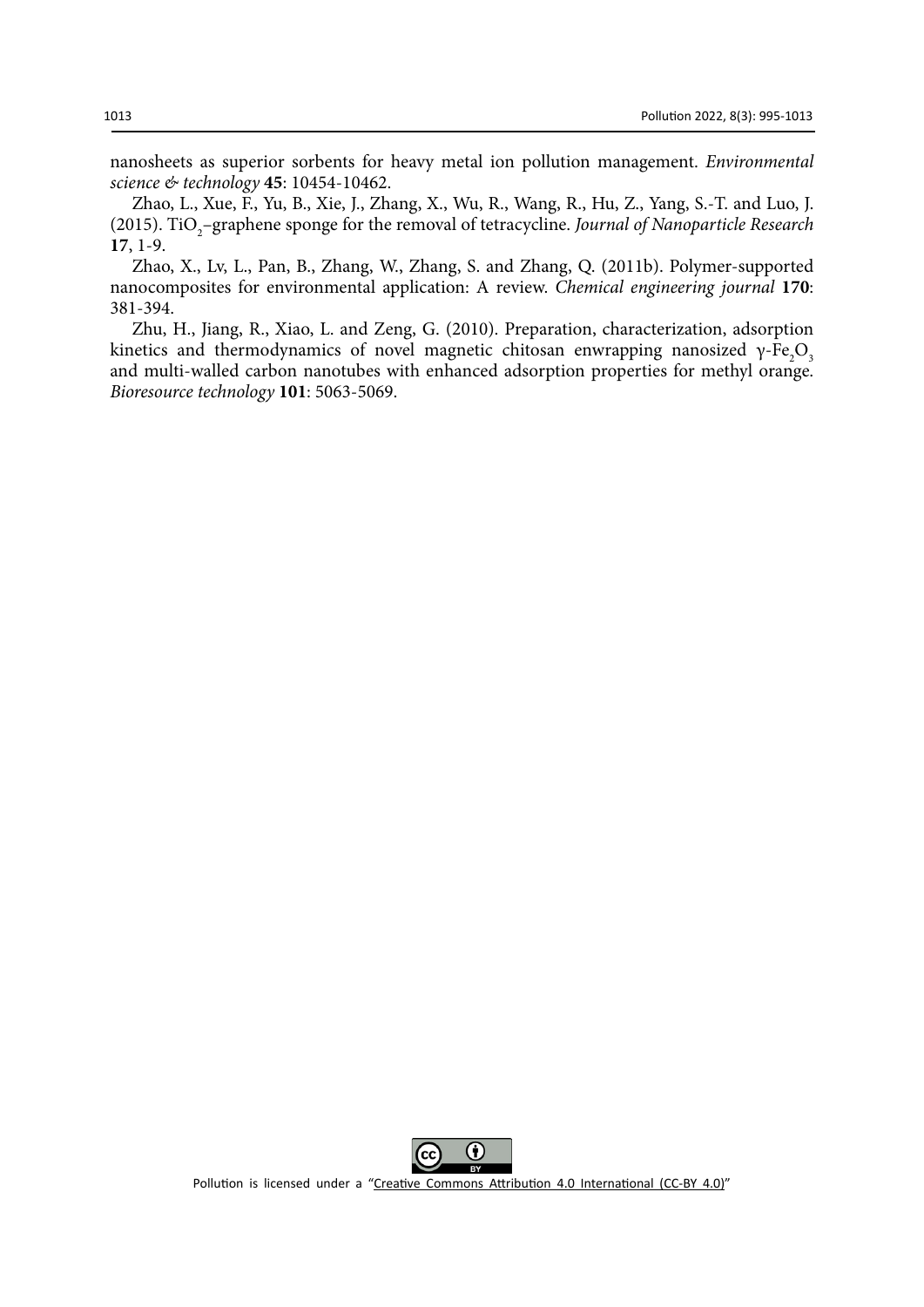nanosheets as superior sorbents for heavy metal ion pollution management. *Environmental science & technology* **45**: 10454-10462.

Zhao, L., Xue, F., Yu, B., Xie, J., Zhang, X., Wu, R., Wang, R., Hu, Z., Yang, S.-T. and Luo, J. (2015). $TiO_2$–graphene sponge for the removal of tetracycline. *Journal of Nanoparticle Research* **17**, 1-9.

Zhao, X., Lv, L., Pan, B., Zhang, W., Zhang, S. and Zhang, Q. (2011b). Polymer-supported nanocomposites for environmental application: A review. *Chemical engineering journal* **170**: 381-394.

Zhu, H., Jiang, R., Xiao, L. and Zeng, G. (2010). Preparation, characterization, adsorption kinetics and thermodynamics of novel magnetic chitosan enwrapping nanosized $\gamma$-$Fe_2O_3$ and multi-walled carbon nanotubes with enhanced adsorption properties for methyl orange. *Bioresource technology* **101**: 5063-5069.

Pollution is licensed under a "Creative Commons Attribution 4.0 International (CC-BY 4.0)"